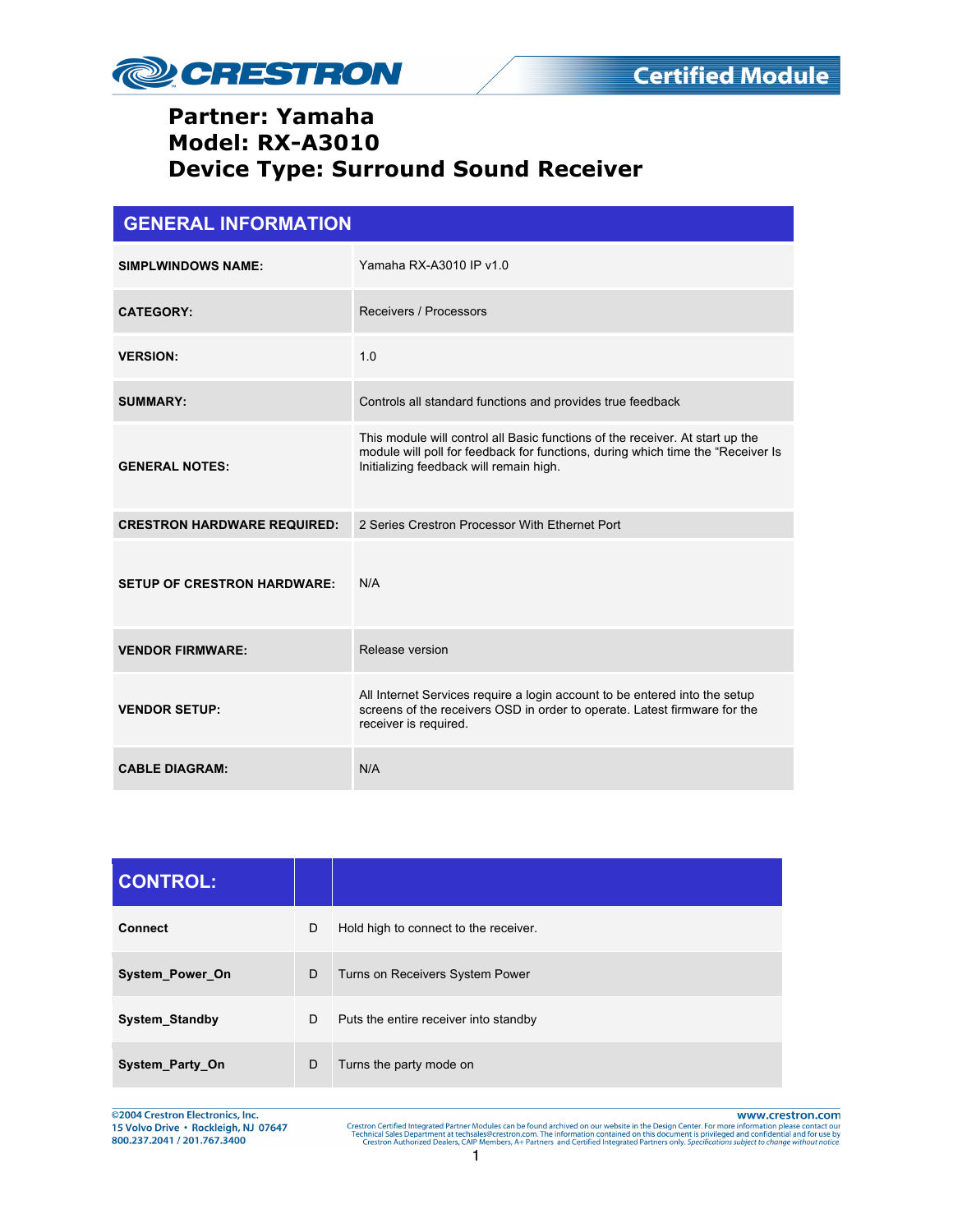# Partner: Yamaha
# Model: RX-A3010
# Device Type: Surround Sound Receiver

| GENERAL INFORMATION | |
|---|---|
| **SIMPLWINDOWS NAME:** | Yamaha RX-A3010 IP v1.0 |
| **CATEGORY:** | Receivers / Processors |
| **VERSION:** | 1.0 |
| **SUMMARY:** | Controls all standard functions and provides true feedback |
| **GENERAL NOTES:** | This module will control all Basic functions of the receiver. At start up the module will poll for feedback for functions, during which time the "Receiver Is Initializing feedback will remain high. |
| **CRESTRON HARDWARE REQUIRED:** | 2 Series Crestron Processor With Ethernet Port |
| **SETUP OF CRESTRON HARDWARE:** | N/A |
| **VENDOR FIRMWARE:** | Release version |
| **VENDOR SETUP:** | All Internet Services require a login account to be entered into the setup screens of the receivers OSD in order to operate. Latest firmware for the receiver is required. |
| **CABLE DIAGRAM:** | N/A |

| CONTROL: | | |
|---|---|---|
| **Connect** | D | Hold high to connect to the receiver. |
| **System_Power_On** | D | Turns on Receivers System Power |
| **System_Standby** | D | Puts the entire receiver into standby |
| **System_Party_On** | D | Turns the party mode on |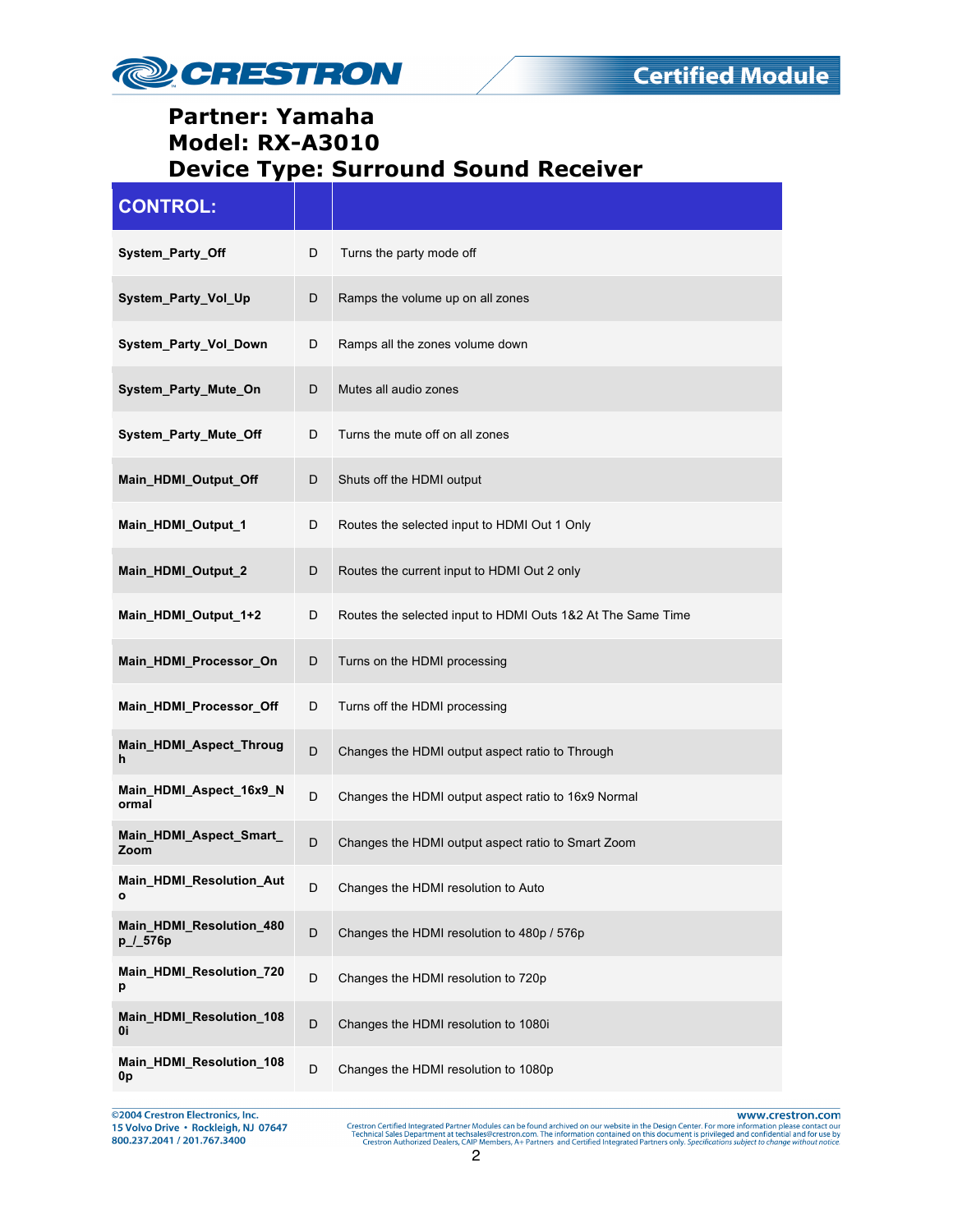**Partner: Yamaha**
**Model: RX-A3010**
**Device Type: Surround Sound Receiver**

| CONTROL: | | |
|---|---|---|
| **System_Party_Off** | D | Turns the party mode off |
| **System_Party_Vol_Up** | D | Ramps the volume up on all zones |
| **System_Party_Vol_Down** | D | Ramps all the zones volume down |
| **System_Party_Mute_On** | D | Mutes all audio zones |
| **System_Party_Mute_Off** | D | Turns the mute off on all zones |
| **Main_HDMI_Output_Off** | D | Shuts off the HDMI output |
| **Main_HDMI_Output_1** | D | Routes the selected input to HDMI Out 1 Only |
| **Main_HDMI_Output_2** | D | Routes the current input to HDMI Out 2 only |
| **Main_HDMI_Output_1+2** | D | Routes the selected input to HDMI Outs 1&2 At The Same Time |
| **Main_HDMI_Processor_On** | D | Turns on the HDMI processing |
| **Main_HDMI_Processor_Off** | D | Turns off the HDMI processing |
| **Main_HDMI_Aspect_Through** | D | Changes the HDMI output aspect ratio to Through |
| **Main_HDMI_Aspect_16x9_Normal** | D | Changes the HDMI output aspect ratio to 16x9 Normal |
| **Main_HDMI_Aspect_Smart_Zoom** | D | Changes the HDMI output aspect ratio to Smart Zoom |
| **Main_HDMI_Resolution_Auto** | D | Changes the HDMI resolution to Auto |
| **Main_HDMI_Resolution_480p_/_576p** | D | Changes the HDMI resolution to 480p / 576p |
| **Main_HDMI_Resolution_720p** | D | Changes the HDMI resolution to 720p |
| **Main_HDMI_Resolution_1080i** | D | Changes the HDMI resolution to 1080i |
| **Main_HDMI_Resolution_1080p** | D | Changes the HDMI resolution to 1080p |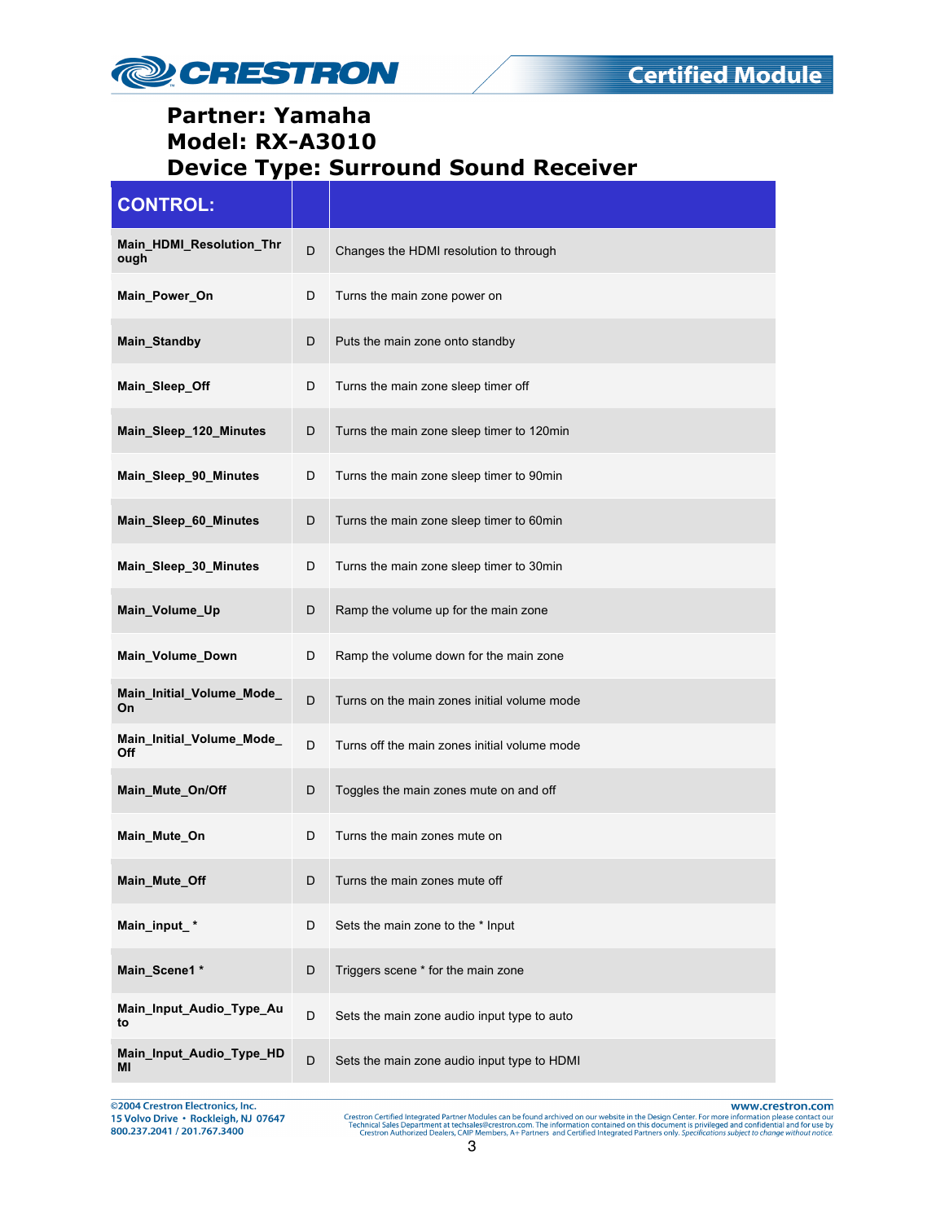# Partner: Yamaha
# Model: RX-A3010
# Device Type: Surround Sound Receiver

| CONTROL: | | |
|---|---|---|
| **Main_HDMI_Resolution_Through** | D | Changes the HDMI resolution to through |
| **Main_Power_On** | D | Turns the main zone power on |
| **Main_Standby** | D | Puts the main zone onto standby |
| **Main_Sleep_Off** | D | Turns the main zone sleep timer off |
| **Main_Sleep_120_Minutes** | D | Turns the main zone sleep timer to 120min |
| **Main_Sleep_90_Minutes** | D | Turns the main zone sleep timer to 90min |
| **Main_Sleep_60_Minutes** | D | Turns the main zone sleep timer to 60min |
| **Main_Sleep_30_Minutes** | D | Turns the main zone sleep timer to 30min |
| **Main_Volume_Up** | D | Ramp the volume up for the main zone |
| **Main_Volume_Down** | D | Ramp the volume down for the main zone |
| **Main_Initial_Volume_Mode_On** | D | Turns on the main zones initial volume mode |
| **Main_Initial_Volume_Mode_Off** | D | Turns off the main zones initial volume mode |
| **Main_Mute_On/Off** | D | Toggles the main zones mute on and off |
| **Main_Mute_On** | D | Turns the main zones mute on |
| **Main_Mute_Off** | D | Turns the main zones mute off |
| **Main_input_ *** | D | Sets the main zone to the * Input |
| **Main_Scene1 *** | D | Triggers scene * for the main zone |
| **Main_Input_Audio_Type_Auto** | D | Sets the main zone audio input type to auto |
| **Main_Input_Audio_Type_HDMI** | D | Sets the main zone audio input type to HDMI |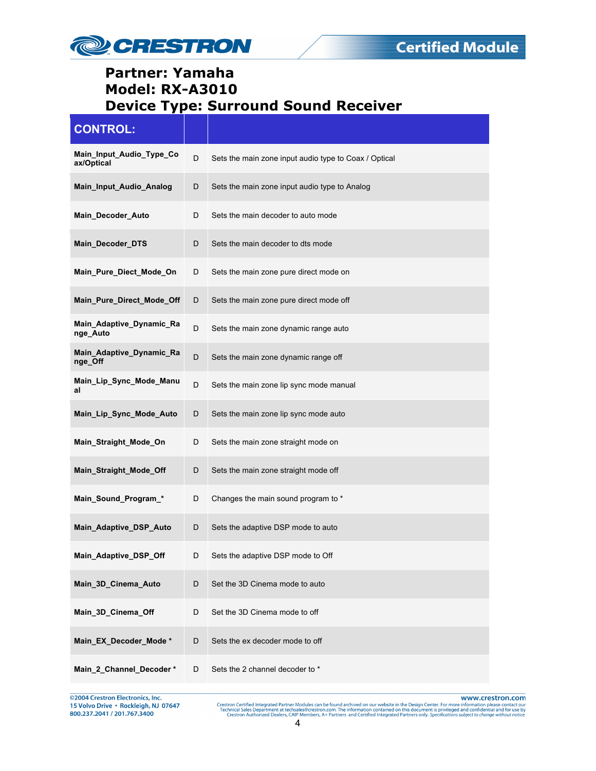**Partner: Yamaha**
**Model: RX-A3010**
**Device Type: Surround Sound Receiver**

| CONTROL: | | |
|---|---|---|
| **Main_Input_Audio_Type_Coax/Optical** | D | Sets the main zone input audio type to Coax / Optical |
| **Main_Input_Audio_Analog** | D | Sets the main zone input audio type to Analog |
| **Main_Decoder_Auto** | D | Sets the main decoder to auto mode |
| **Main_Decoder_DTS** | D | Sets the main decoder to dts mode |
| **Main_Pure_Diect_Mode_On** | D | Sets the main zone pure direct mode on |
| **Main_Pure_Direct_Mode_Off** | D | Sets the main zone pure direct mode off |
| **Main_Adaptive_Dynamic_Range_Auto** | D | Sets the main zone dynamic range auto |
| **Main_Adaptive_Dynamic_Range_Off** | D | Sets the main zone dynamic range off |
| **Main_Lip_Sync_Mode_Manual** | D | Sets the main zone lip sync mode manual |
| **Main_Lip_Sync_Mode_Auto** | D | Sets the main zone lip sync mode auto |
| **Main_Straight_Mode_On** | D | Sets the main zone straight mode on |
| **Main_Straight_Mode_Off** | D | Sets the main zone straight mode off |
| **Main_Sound_Program_*** | D | Changes the main sound program to * |
| **Main_Adaptive_DSP_Auto** | D | Sets the adaptive DSP mode to auto |
| **Main_Adaptive_DSP_Off** | D | Sets the adaptive DSP mode to Off |
| **Main_3D_Cinema_Auto** | D | Set the 3D Cinema mode to auto |
| **Main_3D_Cinema_Off** | D | Set the 3D Cinema mode to off |
| **Main_EX_Decoder_Mode *** | D | Sets the ex decoder mode to off |
| **Main_2_Channel_Decoder *** | D | Sets the 2 channel decoder to * |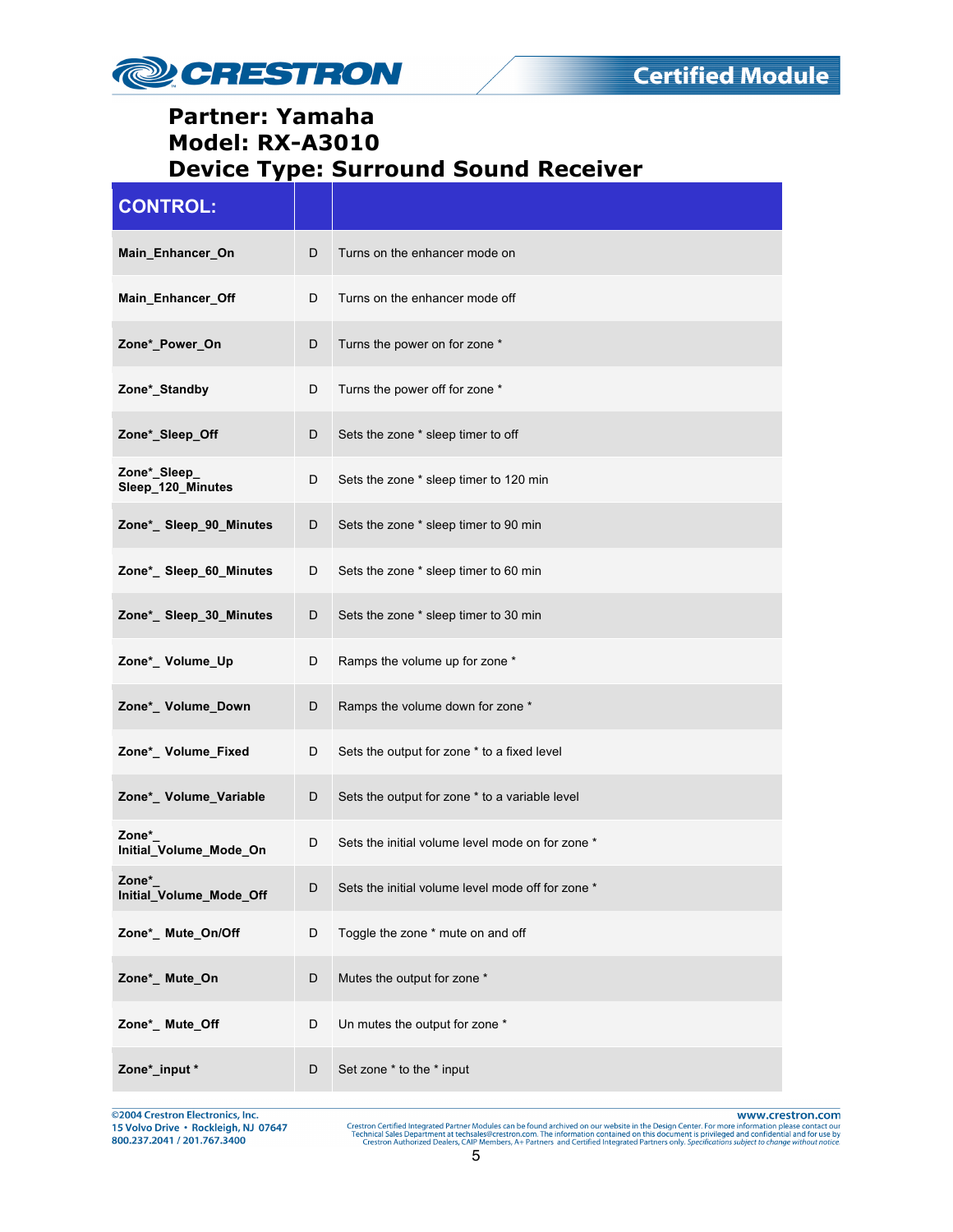**Partner: Yamaha**
**Model: RX-A3010**
**Device Type: Surround Sound Receiver**

| CONTROL: | | |
|---|---|---|
| **Main_Enhancer_On** | D | Turns on the enhancer mode on |
| **Main_Enhancer_Off** | D | Turns on the enhancer mode off |
| **Zone*_Power_On** | D | Turns the power on for zone * |
| **Zone*_Standby** | D | Turns the power off for zone * |
| **Zone*_Sleep_Off** | D | Sets the zone * sleep timer to off |
| **Zone*_Sleep_ Sleep_120_Minutes** | D | Sets the zone * sleep timer to 120 min |
| **Zone*_ Sleep_90_Minutes** | D | Sets the zone * sleep timer to 90 min |
| **Zone*_ Sleep_60_Minutes** | D | Sets the zone * sleep timer to 60 min |
| **Zone*_ Sleep_30_Minutes** | D | Sets the zone * sleep timer to 30 min |
| **Zone*_ Volume_Up** | D | Ramps the volume up for zone * |
| **Zone*_ Volume_Down** | D | Ramps the volume down for zone * |
| **Zone*_ Volume_Fixed** | D | Sets the output for zone * to a fixed level |
| **Zone*_ Volume_Variable** | D | Sets the output for zone * to a variable level |
| **Zone*_ Initial_Volume_Mode_On** | D | Sets the initial volume level mode on for zone * |
| **Zone*_ Initial_Volume_Mode_Off** | D | Sets the initial volume level mode off for zone * |
| **Zone*_ Mute_On/Off** | D | Toggle the zone * mute on and off |
| **Zone*_ Mute_On** | D | Mutes the output for zone * |
| **Zone*_ Mute_Off** | D | Un mutes the output for zone * |
| **Zone*_input *** | D | Set zone * to the * input |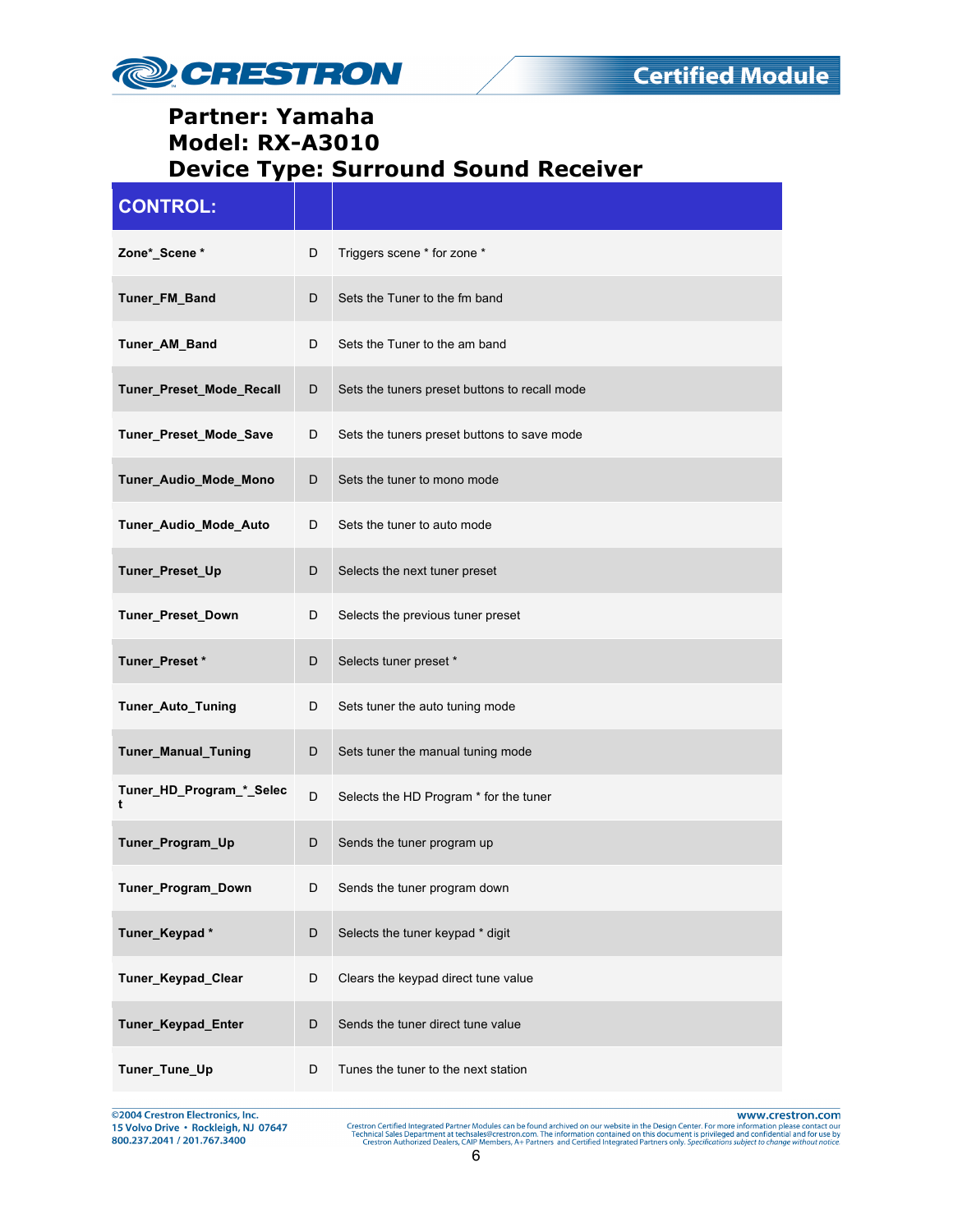## Partner: Yamaha
## Model: RX-A3010
## Device Type: Surround Sound Receiver

| CONTROL: | | |
|---|---|---|
| **Zone*_Scene *** | D | Triggers scene * for zone * |
| **Tuner_FM_Band** | D | Sets the Tuner to the fm band |
| **Tuner_AM_Band** | D | Sets the Tuner to the am band |
| **Tuner_Preset_Mode_Recall** | D | Sets the tuners preset buttons to recall mode |
| **Tuner_Preset_Mode_Save** | D | Sets the tuners preset buttons to save mode |
| **Tuner_Audio_Mode_Mono** | D | Sets the tuner to mono mode |
| **Tuner_Audio_Mode_Auto** | D | Sets the tuner to auto mode |
| **Tuner_Preset_Up** | D | Selects the next tuner preset |
| **Tuner_Preset_Down** | D | Selects the previous tuner preset |
| **Tuner_Preset *** | D | Selects tuner preset * |
| **Tuner_Auto_Tuning** | D | Sets tuner the auto tuning mode |
| **Tuner_Manual_Tuning** | D | Sets tuner the manual tuning mode |
| **Tuner_HD_Program_*_Select** | D | Selects the HD Program * for the tuner |
| **Tuner_Program_Up** | D | Sends the tuner program up |
| **Tuner_Program_Down** | D | Sends the tuner program down |
| **Tuner_Keypad *** | D | Selects the tuner keypad * digit |
| **Tuner_Keypad_Clear** | D | Clears the keypad direct tune value |
| **Tuner_Keypad_Enter** | D | Sends the tuner direct tune value |
| **Tuner_Tune_Up** | D | Tunes the tuner to the next station |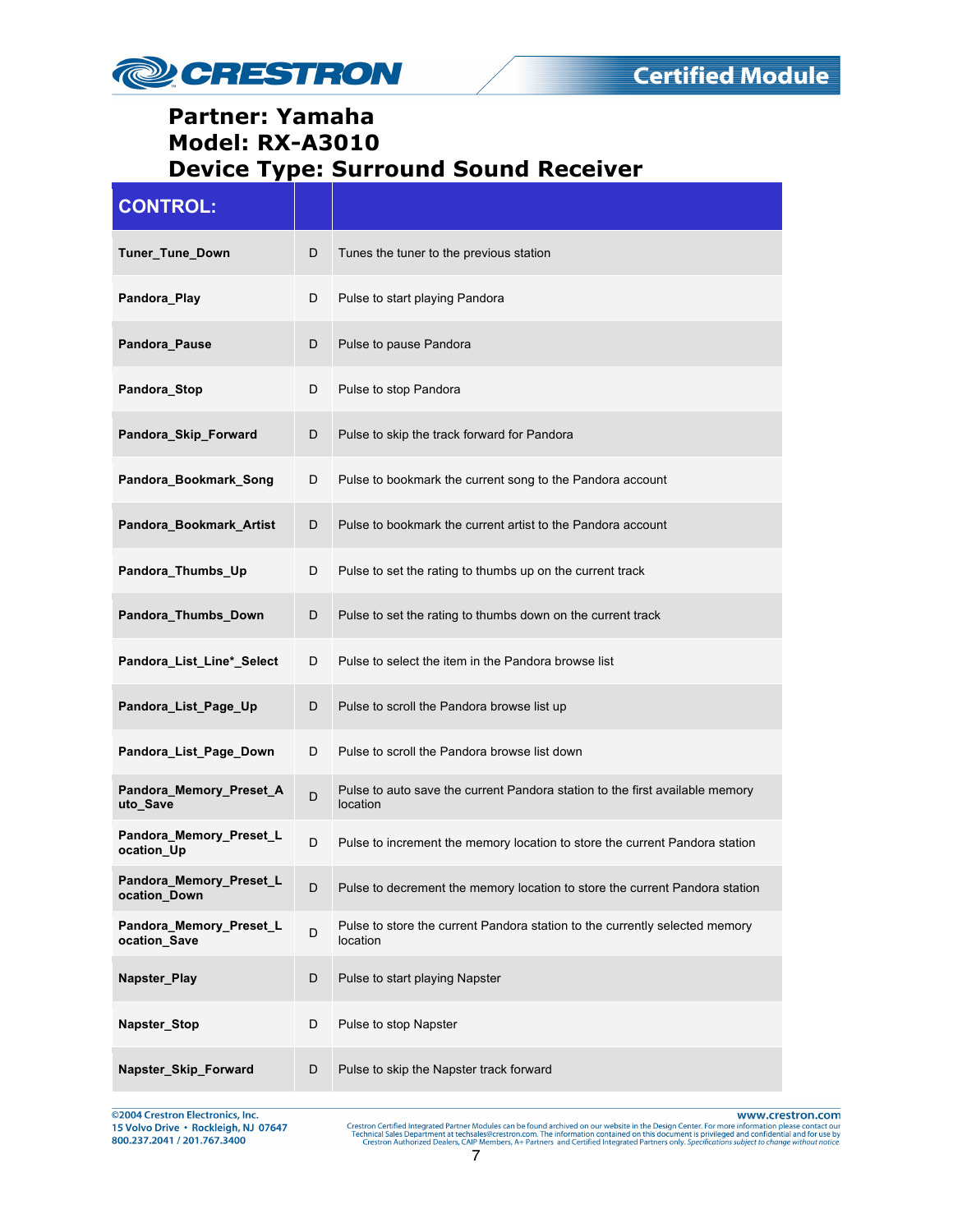**Partner: Yamaha**
**Model: RX-A3010**
**Device Type: Surround Sound Receiver**

| CONTROL: | | |
|---|---|---|
| **Tuner_Tune_Down** | D | Tunes the tuner to the previous station |
| **Pandora_Play** | D | Pulse to start playing Pandora |
| **Pandora_Pause** | D | Pulse to pause Pandora |
| **Pandora_Stop** | D | Pulse to stop Pandora |
| **Pandora_Skip_Forward** | D | Pulse to skip the track forward for Pandora |
| **Pandora_Bookmark_Song** | D | Pulse to bookmark the current song to the Pandora account |
| **Pandora_Bookmark_Artist** | D | Pulse to bookmark the current artist to the Pandora account |
| **Pandora_Thumbs_Up** | D | Pulse to set the rating to thumbs up on the current track |
| **Pandora_Thumbs_Down** | D | Pulse to set the rating to thumbs down on the current track |
| **Pandora_List_Line*_Select** | D | Pulse to select the item in the Pandora browse list |
| **Pandora_List_Page_Up** | D | Pulse to scroll the Pandora browse list up |
| **Pandora_List_Page_Down** | D | Pulse to scroll the Pandora browse list down |
| **Pandora_Memory_Preset_Auto_Save** | D | Pulse to auto save the current Pandora station to the first available memory location |
| **Pandora_Memory_Preset_Location_Up** | D | Pulse to increment the memory location to store the current Pandora station |
| **Pandora_Memory_Preset_Location_Down** | D | Pulse to decrement the memory location to store the current Pandora station |
| **Pandora_Memory_Preset_Location_Save** | D | Pulse to store the current Pandora station to the currently selected memory location |
| **Napster_Play** | D | Pulse to start playing Napster |
| **Napster_Stop** | D | Pulse to stop Napster |
| **Napster_Skip_Forward** | D | Pulse to skip the Napster track forward |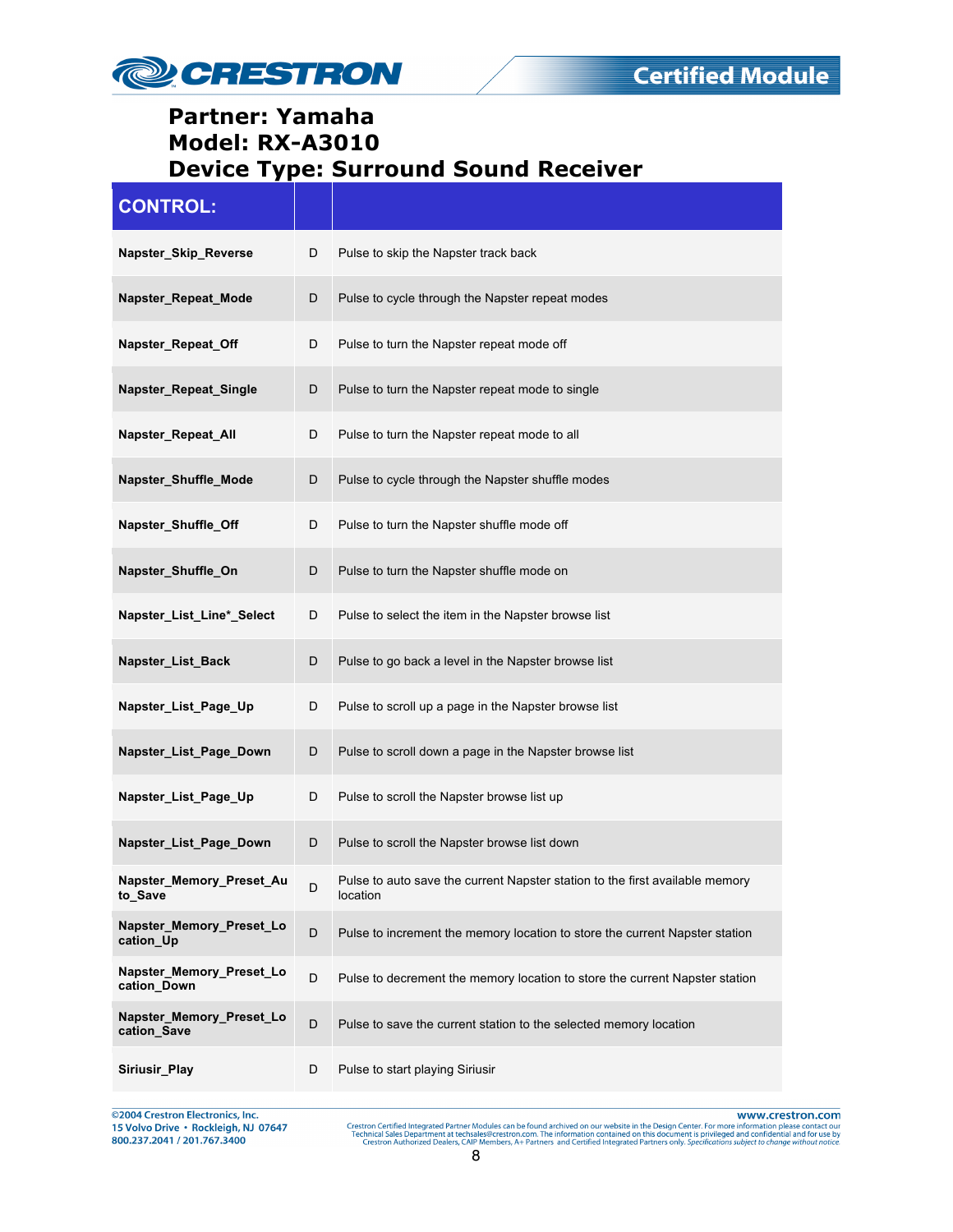**Partner: Yamaha**
**Model: RX-A3010**
**Device Type: Surround Sound Receiver**

| CONTROL: | | |
|---|---|---|
| **Napster_Skip_Reverse** | D | Pulse to skip the Napster track back |
| **Napster_Repeat_Mode** | D | Pulse to cycle through the Napster repeat modes |
| **Napster_Repeat_Off** | D | Pulse to turn the Napster repeat mode off |
| **Napster_Repeat_Single** | D | Pulse to turn the Napster repeat mode to single |
| **Napster_Repeat_All** | D | Pulse to turn the Napster repeat mode to all |
| **Napster_Shuffle_Mode** | D | Pulse to cycle through the Napster shuffle modes |
| **Napster_Shuffle_Off** | D | Pulse to turn the Napster shuffle mode off |
| **Napster_Shuffle_On** | D | Pulse to turn the Napster shuffle mode on |
| **Napster_List_Line*_Select** | D | Pulse to select the item in the Napster browse list |
| **Napster_List_Back** | D | Pulse to go back a level in the Napster browse list |
| **Napster_List_Page_Up** | D | Pulse to scroll up a page in the Napster browse list |
| **Napster_List_Page_Down** | D | Pulse to scroll down a page in the Napster browse list |
| **Napster_List_Page_Up** | D | Pulse to scroll the Napster browse list up |
| **Napster_List_Page_Down** | D | Pulse to scroll the Napster browse list down |
| **Napster_Memory_Preset_Auto_Save** | D | Pulse to auto save the current Napster station to the first available memory location |
| **Napster_Memory_Preset_Location_Up** | D | Pulse to increment the memory location to store the current Napster station |
| **Napster_Memory_Preset_Location_Down** | D | Pulse to decrement the memory location to store the current Napster station |
| **Napster_Memory_Preset_Location_Save** | D | Pulse to save the current station to the selected memory location |
| **Siriusir_Play** | D | Pulse to start playing Siriusir |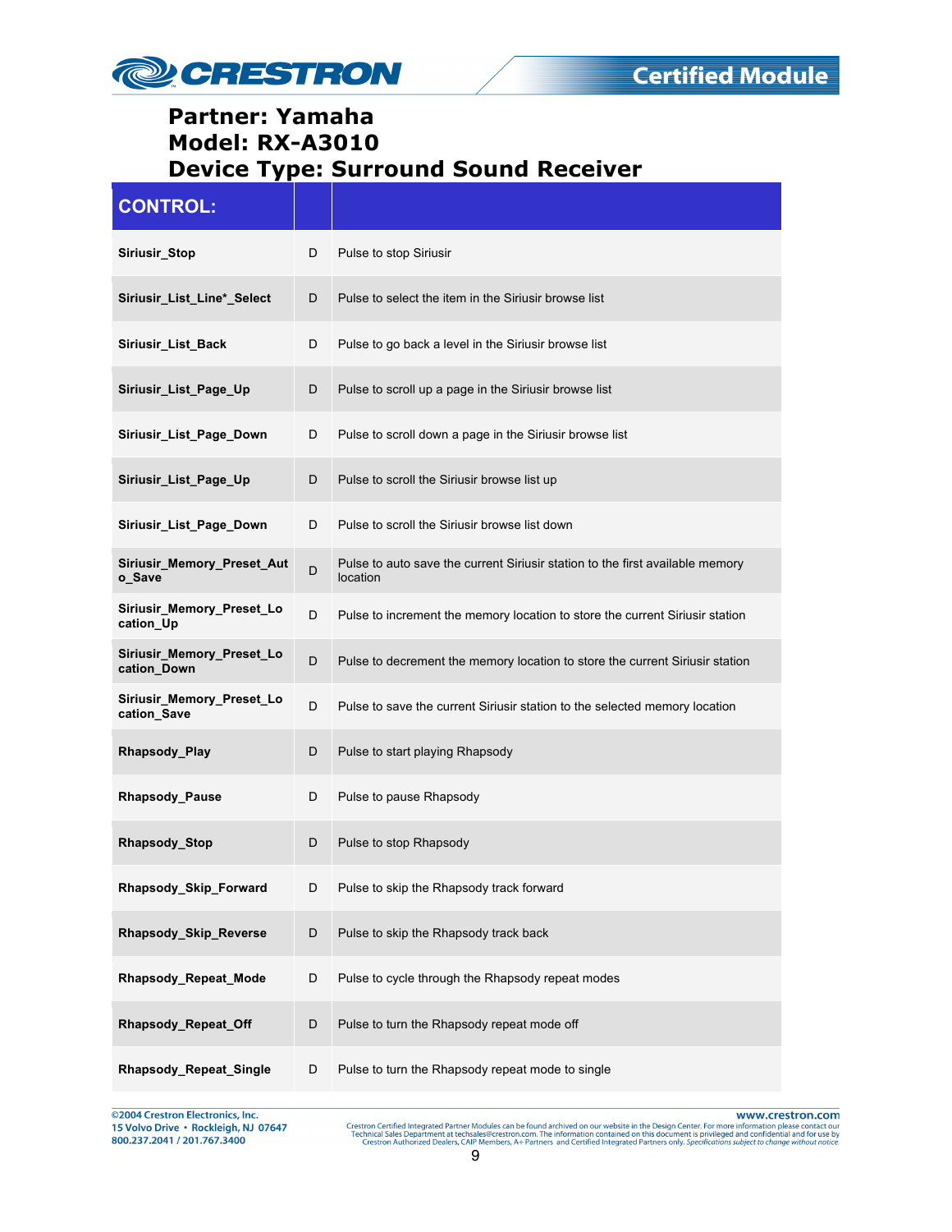**Partner: Yamaha**
**Model: RX-A3010**
**Device Type: Surround Sound Receiver**

| CONTROL: | | |
|---|---|---|
| **Siriusir_Stop** | D | Pulse to stop Siriusir |
| **Siriusir_List_Line*_Select** | D | Pulse to select the item in the Siriusir browse list |
| **Siriusir_List_Back** | D | Pulse to go back a level in the Siriusir browse list |
| **Siriusir_List_Page_Up** | D | Pulse to scroll up a page in the Siriusir browse list |
| **Siriusir_List_Page_Down** | D | Pulse to scroll down a page in the Siriusir browse list |
| **Siriusir_List_Page_Up** | D | Pulse to scroll the Siriusir browse list up |
| **Siriusir_List_Page_Down** | D | Pulse to scroll the Siriusir browse list down |
| **Siriusir_Memory_Preset_Auto_Save** | D | Pulse to auto save the current Siriusir station to the first available memory location |
| **Siriusir_Memory_Preset_Location_Up** | D | Pulse to increment the memory location to store the current Siriusir station |
| **Siriusir_Memory_Preset_Location_Down** | D | Pulse to decrement the memory location to store the current Siriusir station |
| **Siriusir_Memory_Preset_Location_Save** | D | Pulse to save the current Siriusir station to the selected memory location |
| **Rhapsody_Play** | D | Pulse to start playing Rhapsody |
| **Rhapsody_Pause** | D | Pulse to pause Rhapsody |
| **Rhapsody_Stop** | D | Pulse to stop Rhapsody |
| **Rhapsody_Skip_Forward** | D | Pulse to skip the Rhapsody track forward |
| **Rhapsody_Skip_Reverse** | D | Pulse to skip the Rhapsody track back |
| **Rhapsody_Repeat_Mode** | D | Pulse to cycle through the Rhapsody repeat modes |
| **Rhapsody_Repeat_Off** | D | Pulse to turn the Rhapsody repeat mode off |
| **Rhapsody_Repeat_Single** | D | Pulse to turn the Rhapsody repeat mode to single |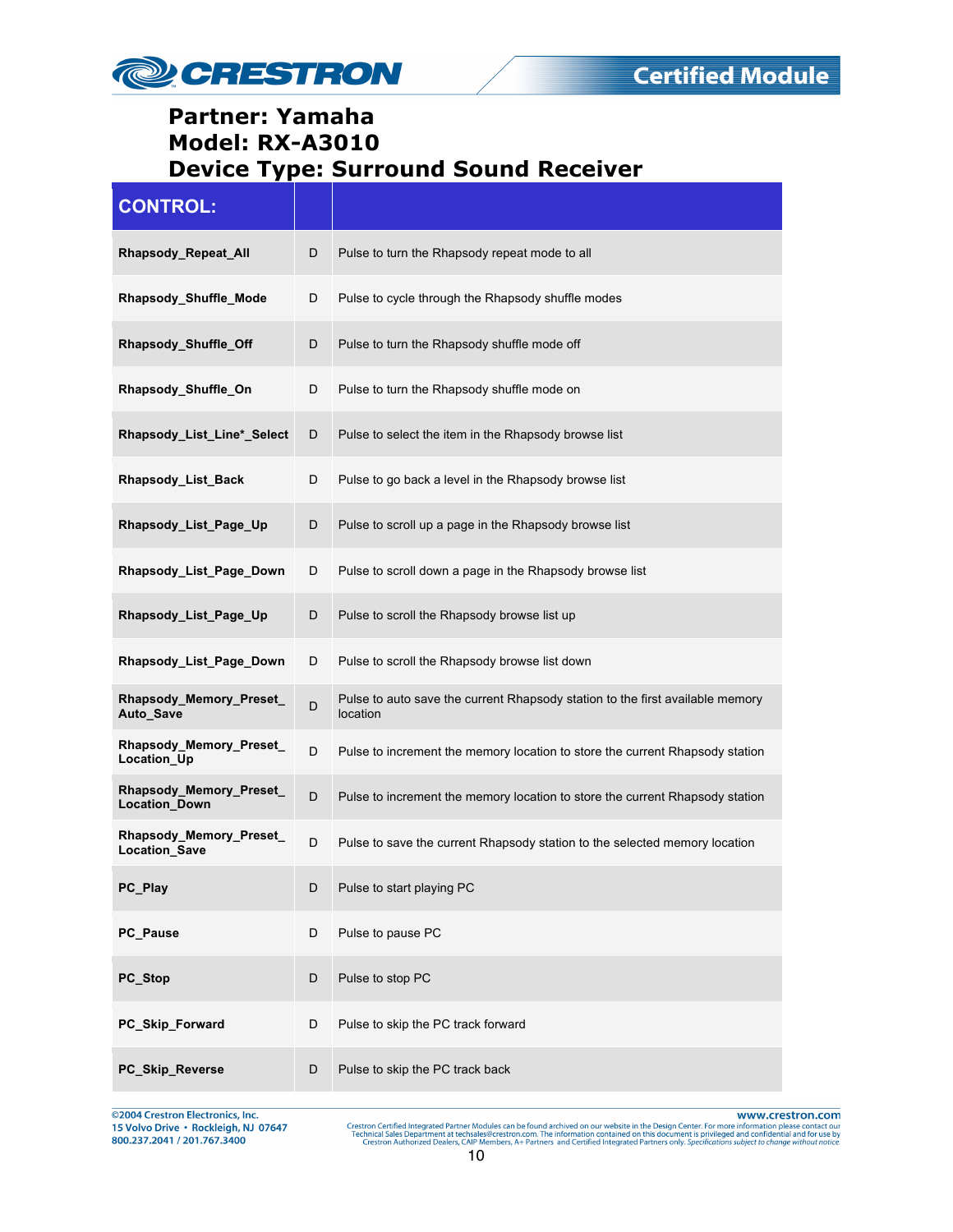**Partner: Yamaha**
**Model: RX-A3010**
**Device Type: Surround Sound Receiver**

| CONTROL: | | |
|---|---|---|
| **Rhapsody_Repeat_All** | D | Pulse to turn the Rhapsody repeat mode to all |
| **Rhapsody_Shuffle_Mode** | D | Pulse to cycle through the Rhapsody shuffle modes |
| **Rhapsody_Shuffle_Off** | D | Pulse to turn the Rhapsody shuffle mode off |
| **Rhapsody_Shuffle_On** | D | Pulse to turn the Rhapsody shuffle mode on |
| **Rhapsody_List_Line*_Select** | D | Pulse to select the item in the Rhapsody browse list |
| **Rhapsody_List_Back** | D | Pulse to go back a level in the Rhapsody browse list |
| **Rhapsody_List_Page_Up** | D | Pulse to scroll up a page in the Rhapsody browse list |
| **Rhapsody_List_Page_Down** | D | Pulse to scroll down a page in the Rhapsody browse list |
| **Rhapsody_List_Page_Up** | D | Pulse to scroll the Rhapsody browse list up |
| **Rhapsody_List_Page_Down** | D | Pulse to scroll the Rhapsody browse list down |
| **Rhapsody_Memory_Preset_Auto_Save** | D | Pulse to auto save the current Rhapsody station to the first available memory location |
| **Rhapsody_Memory_Preset_Location_Up** | D | Pulse to increment the memory location to store the current Rhapsody station |
| **Rhapsody_Memory_Preset_Location_Down** | D | Pulse to increment the memory location to store the current Rhapsody station |
| **Rhapsody_Memory_Preset_Location_Save** | D | Pulse to save the current Rhapsody station to the selected memory location |
| **PC_Play** | D | Pulse to start playing PC |
| **PC_Pause** | D | Pulse to pause PC |
| **PC_Stop** | D | Pulse to stop PC |
| **PC_Skip_Forward** | D | Pulse to skip the PC track forward |
| **PC_Skip_Reverse** | D | Pulse to skip the PC track back |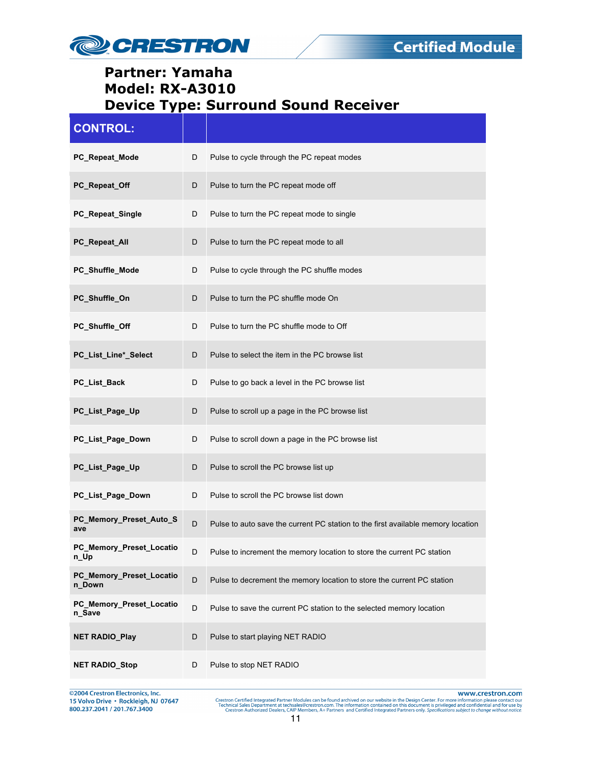**Partner: Yamaha**
**Model: RX-A3010**
**Device Type: Surround Sound Receiver**

| CONTROL: | | |
|---|---|---|
| PC_Repeat_Mode | D | Pulse to cycle through the PC repeat modes |
| PC_Repeat_Off | D | Pulse to turn the PC repeat mode off |
| PC_Repeat_Single | D | Pulse to turn the PC repeat mode to single |
| PC_Repeat_All | D | Pulse to turn the PC repeat mode to all |
| PC_Shuffle_Mode | D | Pulse to cycle through the PC shuffle modes |
| PC_Shuffle_On | D | Pulse to turn the PC shuffle mode On |
| PC_Shuffle_Off | D | Pulse to turn the PC shuffle mode to Off |
| PC_List_Line*_Select | D | Pulse to select the item in the PC browse list |
| PC_List_Back | D | Pulse to go back a level in the PC browse list |
| PC_List_Page_Up | D | Pulse to scroll up a page in the PC browse list |
| PC_List_Page_Down | D | Pulse to scroll down a page in the PC browse list |
| PC_List_Page_Up | D | Pulse to scroll the PC browse list up |
| PC_List_Page_Down | D | Pulse to scroll the PC browse list down |
| PC_Memory_Preset_Auto_Save | D | Pulse to auto save the current PC station to the first available memory location |
| PC_Memory_Preset_Location_Up | D | Pulse to increment the memory location to store the current PC station |
| PC_Memory_Preset_Location_Down | D | Pulse to decrement the memory location to store the current PC station |
| PC_Memory_Preset_Location_Save | D | Pulse to save the current PC station to the selected memory location |
| NET RADIO_Play | D | Pulse to start playing NET RADIO |
| NET RADIO_Stop | D | Pulse to stop NET RADIO |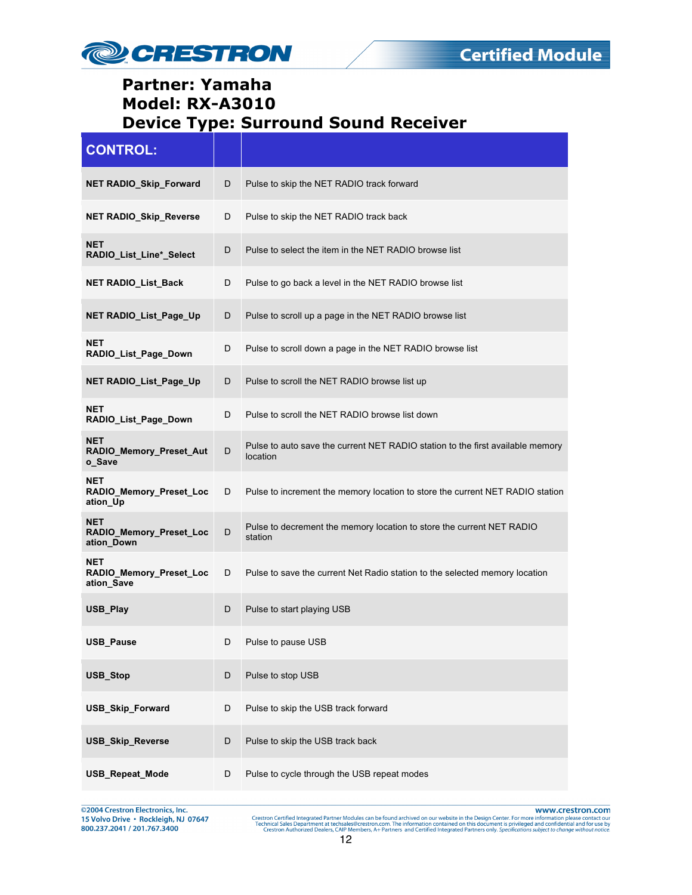**Partner: Yamaha**
**Model: RX-A3010**
**Device Type: Surround Sound Receiver**

| CONTROL: | | |
|---|---|---|
| **NET RADIO_Skip_Forward** | D | Pulse to skip the NET RADIO track forward |
| **NET RADIO_Skip_Reverse** | D | Pulse to skip the NET RADIO track back |
| **NET RADIO_List_Line*_Select** | D | Pulse to select the item in the NET RADIO browse list |
| **NET RADIO_List_Back** | D | Pulse to go back a level in the NET RADIO browse list |
| **NET RADIO_List_Page_Up** | D | Pulse to scroll up a page in the NET RADIO browse list |
| **NET RADIO_List_Page_Down** | D | Pulse to scroll down a page in the NET RADIO browse list |
| **NET RADIO_List_Page_Up** | D | Pulse to scroll the NET RADIO browse list up |
| **NET RADIO_List_Page_Down** | D | Pulse to scroll the NET RADIO browse list down |
| **NET RADIO_Memory_Preset_Auto_Save** | D | Pulse to auto save the current NET RADIO station to the first available memory location |
| **NET RADIO_Memory_Preset_Location_Up** | D | Pulse to increment the memory location to store the current NET RADIO station |
| **NET RADIO_Memory_Preset_Location_Down** | D | Pulse to decrement the memory location to store the current NET RADIO station |
| **NET RADIO_Memory_Preset_Location_Save** | D | Pulse to save the current Net Radio station to the selected memory location |
| **USB_Play** | D | Pulse to start playing USB |
| **USB_Pause** | D | Pulse to pause USB |
| **USB_Stop** | D | Pulse to stop USB |
| **USB_Skip_Forward** | D | Pulse to skip the USB track forward |
| **USB_Skip_Reverse** | D | Pulse to skip the USB track back |
| **USB_Repeat_Mode** | D | Pulse to cycle through the USB repeat modes |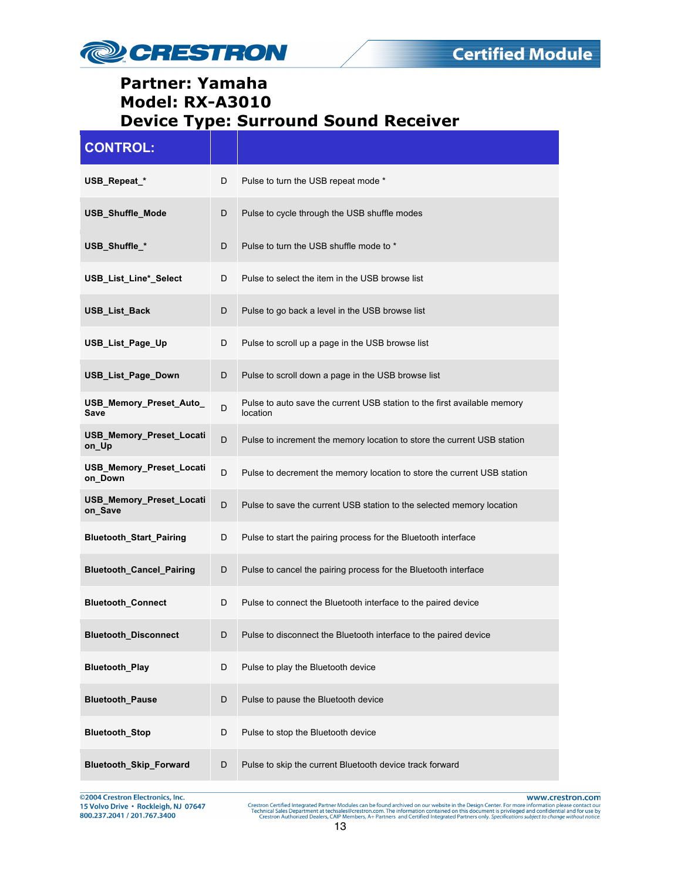**Partner: Yamaha**
**Model: RX-A3010**
**Device Type: Surround Sound Receiver**

| CONTROL: | | |
|---|---|---|
| **USB_Repeat_*** | D | Pulse to turn the USB repeat mode * |
| **USB_Shuffle_Mode** | D | Pulse to cycle through the USB shuffle modes |
| **USB_Shuffle_*** | D | Pulse to turn the USB shuffle mode to * |
| **USB_List_Line*_Select** | D | Pulse to select the item in the USB browse list |
| **USB_List_Back** | D | Pulse to go back a level in the USB browse list |
| **USB_List_Page_Up** | D | Pulse to scroll up a page in the USB browse list |
| **USB_List_Page_Down** | D | Pulse to scroll down a page in the USB browse list |
| **USB_Memory_Preset_Auto_Save** | D | Pulse to auto save the current USB station to the first available memory location |
| **USB_Memory_Preset_Location_Up** | D | Pulse to increment the memory location to store the current USB station |
| **USB_Memory_Preset_Location_Down** | D | Pulse to decrement the memory location to store the current USB station |
| **USB_Memory_Preset_Location_Save** | D | Pulse to save the current USB station to the selected memory location |
| **Bluetooth_Start_Pairing** | D | Pulse to start the pairing process for the Bluetooth interface |
| **Bluetooth_Cancel_Pairing** | D | Pulse to cancel the pairing process for the Bluetooth interface |
| **Bluetooth_Connect** | D | Pulse to connect the Bluetooth interface to the paired device |
| **Bluetooth_Disconnect** | D | Pulse to disconnect the Bluetooth interface to the paired device |
| **Bluetooth_Play** | D | Pulse to play the Bluetooth device |
| **Bluetooth_Pause** | D | Pulse to pause the Bluetooth device |
| **Bluetooth_Stop** | D | Pulse to stop the Bluetooth device |
| **Bluetooth_Skip_Forward** | D | Pulse to skip the current Bluetooth device track forward |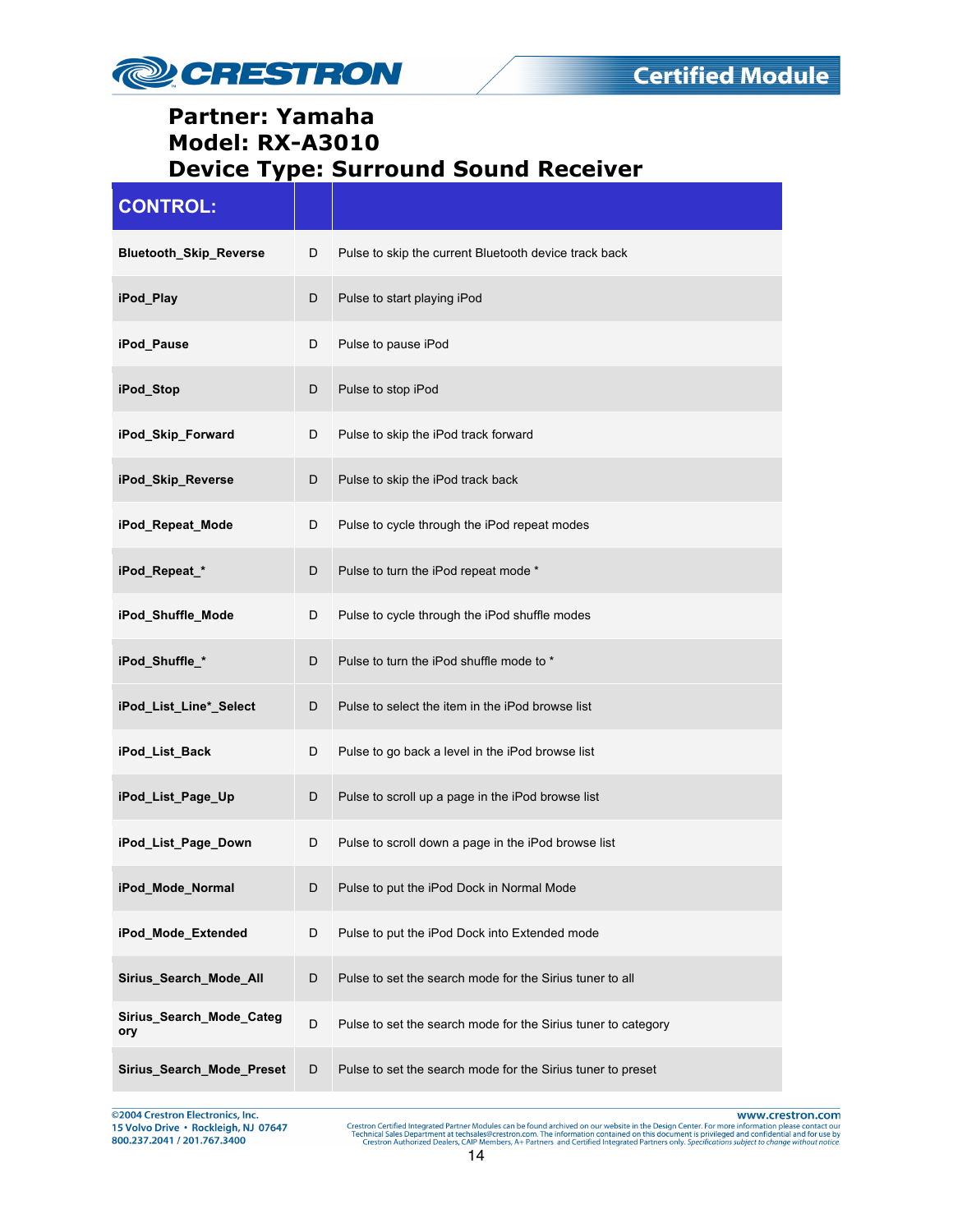**Partner: Yamaha**
**Model: RX-A3010**
**Device Type: Surround Sound Receiver**

| CONTROL: | | |
|---|---|---|
| **Bluetooth_Skip_Reverse** | D | Pulse to skip the current Bluetooth device track back |
| **iPod_Play** | D | Pulse to start playing iPod |
| **iPod_Pause** | D | Pulse to pause iPod |
| **iPod_Stop** | D | Pulse to stop iPod |
| **iPod_Skip_Forward** | D | Pulse to skip the iPod track forward |
| **iPod_Skip_Reverse** | D | Pulse to skip the iPod track back |
| **iPod_Repeat_Mode** | D | Pulse to cycle through the iPod repeat modes |
| **iPod_Repeat_*** | D | Pulse to turn the iPod repeat mode * |
| **iPod_Shuffle_Mode** | D | Pulse to cycle through the iPod shuffle modes |
| **iPod_Shuffle_*** | D | Pulse to turn the iPod shuffle mode to * |
| **iPod_List_Line*_Select** | D | Pulse to select the item in the iPod browse list |
| **iPod_List_Back** | D | Pulse to go back a level in the iPod browse list |
| **iPod_List_Page_Up** | D | Pulse to scroll up a page in the iPod browse list |
| **iPod_List_Page_Down** | D | Pulse to scroll down a page in the iPod browse list |
| **iPod_Mode_Normal** | D | Pulse to put the iPod Dock in Normal Mode |
| **iPod_Mode_Extended** | D | Pulse to put the iPod Dock into Extended mode |
| **Sirius_Search_Mode_All** | D | Pulse to set the search mode for the Sirius tuner to all |
| **Sirius_Search_Mode_Category** | D | Pulse to set the search mode for the Sirius tuner to category |
| **Sirius_Search_Mode_Preset** | D | Pulse to set the search mode for the Sirius tuner to preset |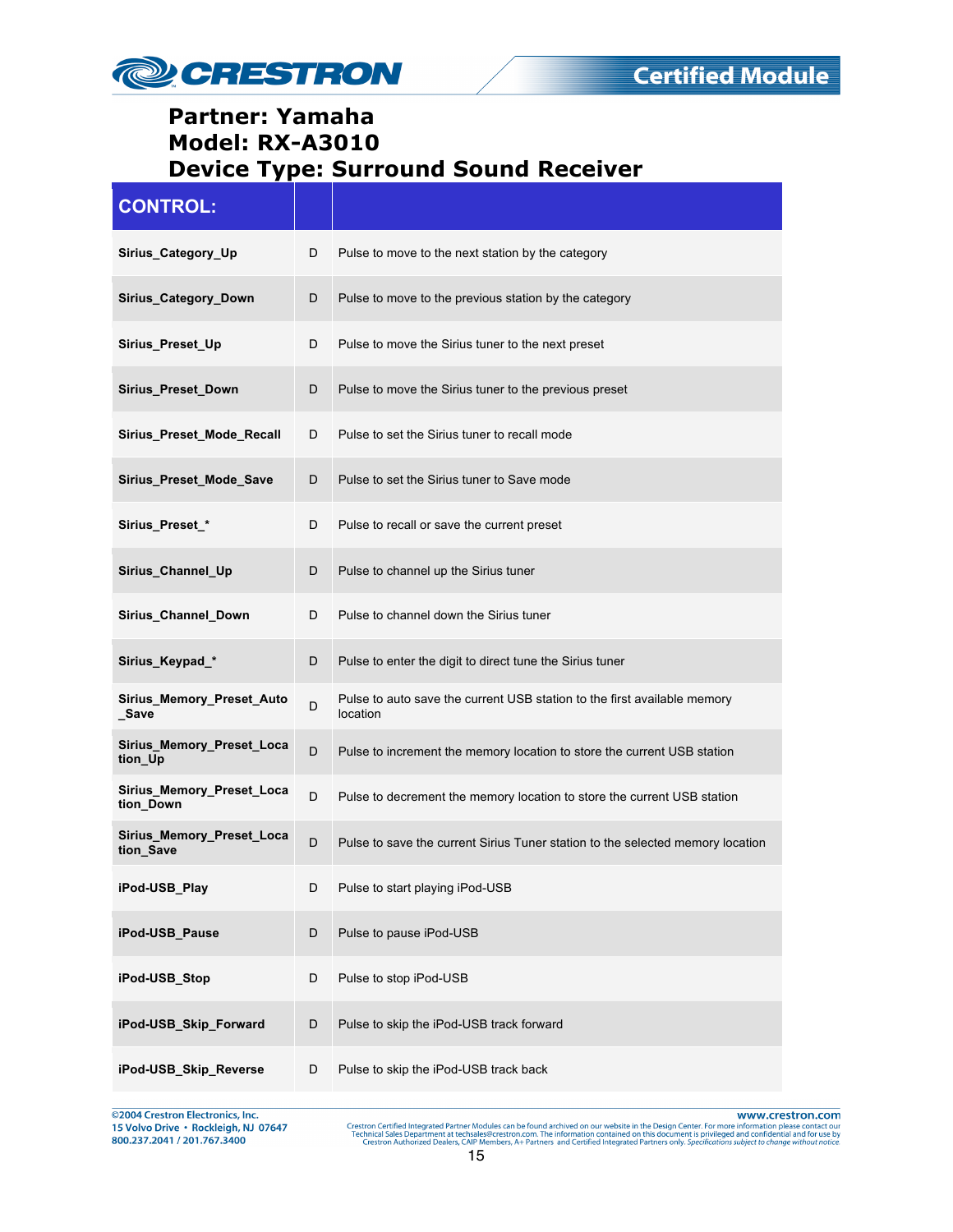# Partner: Yamaha
# Model: RX-A3010
# Device Type: Surround Sound Receiver

| CONTROL: | | |
|---|---|---|
| **Sirius_Category_Up** | D | Pulse to move to the next station by the category |
| **Sirius_Category_Down** | D | Pulse to move to the previous station by the category |
| **Sirius_Preset_Up** | D | Pulse to move the Sirius tuner to the next preset |
| **Sirius_Preset_Down** | D | Pulse to move the Sirius tuner to the previous preset |
| **Sirius_Preset_Mode_Recall** | D | Pulse to set the Sirius tuner to recall mode |
| **Sirius_Preset_Mode_Save** | D | Pulse to set the Sirius tuner to Save mode |
| **Sirius_Preset_*** | D | Pulse to recall or save the current preset |
| **Sirius_Channel_Up** | D | Pulse to channel up the Sirius tuner |
| **Sirius_Channel_Down** | D | Pulse to channel down the Sirius tuner |
| **Sirius_Keypad_*** | D | Pulse to enter the digit to direct tune the Sirius tuner |
| **Sirius_Memory_Preset_Auto_Save** | D | Pulse to auto save the current USB station to the first available memory location |
| **Sirius_Memory_Preset_Location_Up** | D | Pulse to increment the memory location to store the current USB station |
| **Sirius_Memory_Preset_Location_Down** | D | Pulse to decrement the memory location to store the current USB station |
| **Sirius_Memory_Preset_Location_Save** | D | Pulse to save the current Sirius Tuner station to the selected memory location |
| **iPod-USB_Play** | D | Pulse to start playing iPod-USB |
| **iPod-USB_Pause** | D | Pulse to pause iPod-USB |
| **iPod-USB_Stop** | D | Pulse to stop iPod-USB |
| **iPod-USB_Skip_Forward** | D | Pulse to skip the iPod-USB track forward |
| **iPod-USB_Skip_Reverse** | D | Pulse to skip the iPod-USB track back |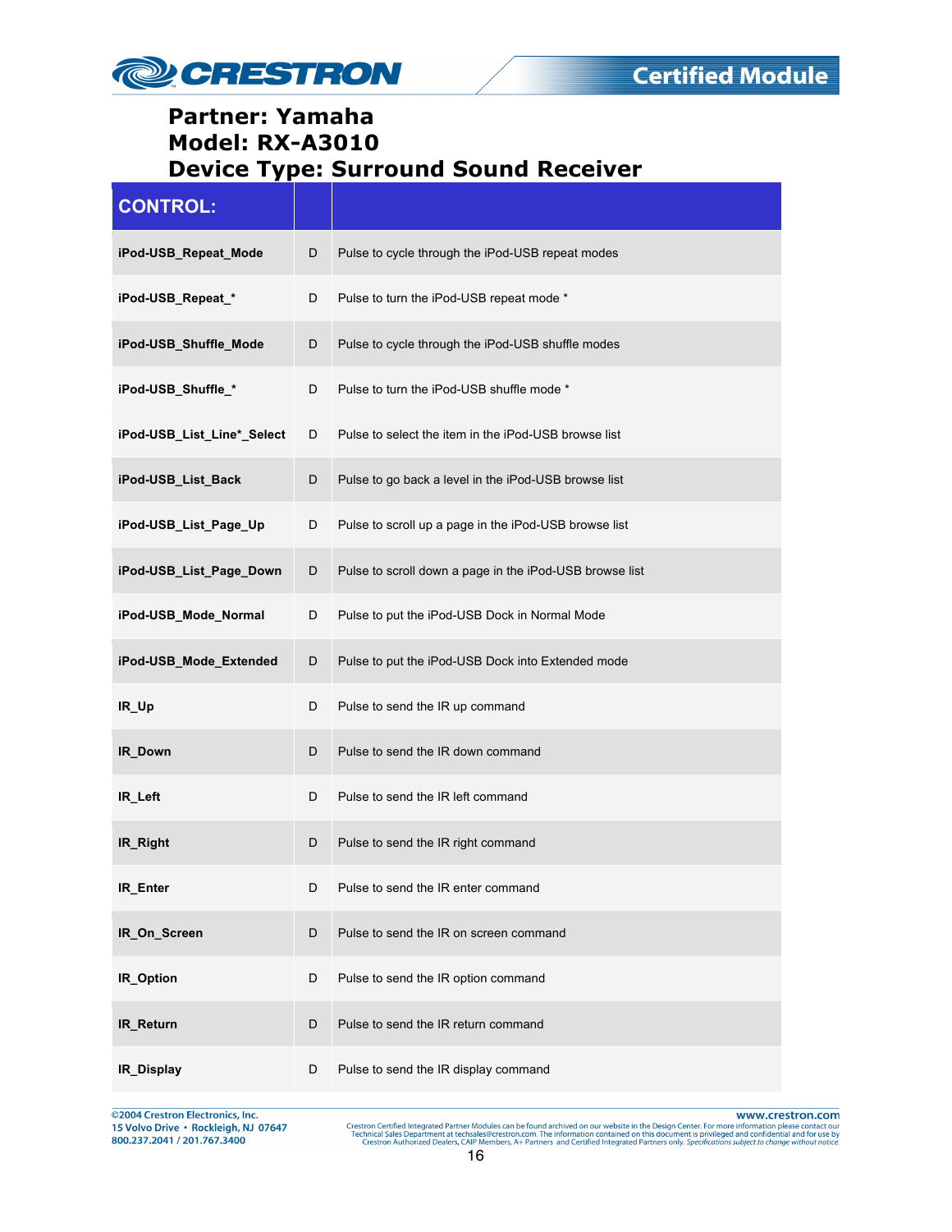**Partner: Yamaha**
**Model: RX-A3010**
**Device Type: Surround Sound Receiver**

| CONTROL: | | |
|---|---|---|
| **iPod-USB_Repeat_Mode** | D | Pulse to cycle through the iPod-USB repeat modes |
| **iPod-USB_Repeat_*** | D | Pulse to turn the iPod-USB repeat mode * |
| **iPod-USB_Shuffle_Mode** | D | Pulse to cycle through the iPod-USB shuffle modes |
| **iPod-USB_Shuffle_*** | D | Pulse to turn the iPod-USB shuffle mode * |
| **iPod-USB_List_Line*_Select** | D | Pulse to select the item in the iPod-USB browse list |
| **iPod-USB_List_Back** | D | Pulse to go back a level in the iPod-USB browse list |
| **iPod-USB_List_Page_Up** | D | Pulse to scroll up a page in the iPod-USB browse list |
| **iPod-USB_List_Page_Down** | D | Pulse to scroll down a page in the iPod-USB browse list |
| **iPod-USB_Mode_Normal** | D | Pulse to put the iPod-USB Dock in Normal Mode |
| **iPod-USB_Mode_Extended** | D | Pulse to put the iPod-USB Dock into Extended mode |
| **IR_Up** | D | Pulse to send the IR up command |
| **IR_Down** | D | Pulse to send the IR down command |
| **IR_Left** | D | Pulse to send the IR left command |
| **IR_Right** | D | Pulse to send the IR right command |
| **IR_Enter** | D | Pulse to send the IR enter command |
| **IR_On_Screen** | D | Pulse to send the IR on screen command |
| **IR_Option** | D | Pulse to send the IR option command |
| **IR_Return** | D | Pulse to send the IR return command |
| **IR_Display** | D | Pulse to send the IR display command |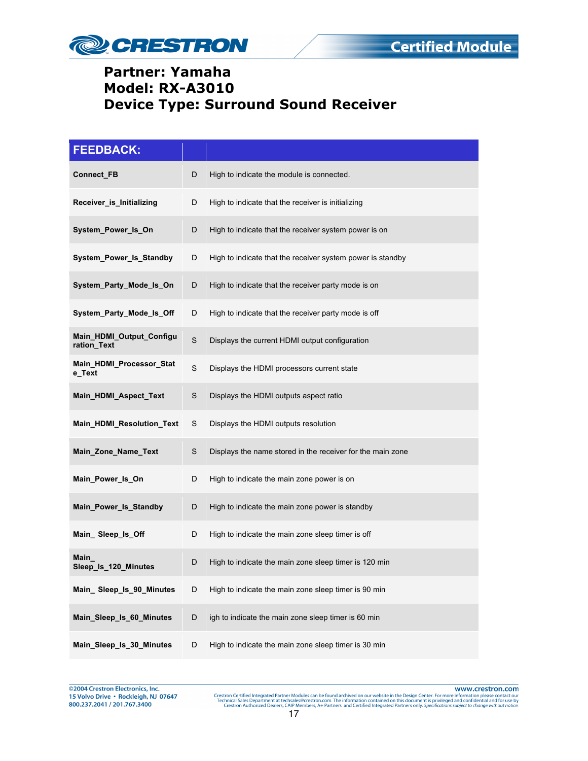**Partner: Yamaha**
**Model: RX-A3010**
**Device Type: Surround Sound Receiver**

| FEEDBACK: | | |
|---|---|---|
| **Connect_FB** | D | High to indicate the module is connected. |
| **Receiver_is_Initializing** | D | High to indicate that the receiver is initializing |
| **System_Power_Is_On** | D | High to indicate that the receiver system power is on |
| **System_Power_Is_Standby** | D | High to indicate that the receiver system power is standby |
| **System_Party_Mode_Is_On** | D | High to indicate that the receiver party mode is on |
| **System_Party_Mode_Is_Off** | D | High to indicate that the receiver party mode is off |
| **Main_HDMI_Output_Configuration_Text** | S | Displays the current HDMI output configuration |
| **Main_HDMI_Processor_State_Text** | S | Displays the HDMI processors current state |
| **Main_HDMI_Aspect_Text** | S | Displays the HDMI outputs aspect ratio |
| **Main_HDMI_Resolution_Text** | S | Displays the HDMI outputs resolution |
| **Main_Zone_Name_Text** | S | Displays the name stored in the receiver for the main zone |
| **Main_Power_Is_On** | D | High to indicate the main zone power is on |
| **Main_Power_Is_Standby** | D | High to indicate the main zone power is standby |
| **Main_ Sleep_Is_Off** | D | High to indicate the main zone sleep timer is off |
| **Main_ Sleep_Is_120_Minutes** | D | High to indicate the main zone sleep timer is 120 min |
| **Main_ Sleep_Is_90_Minutes** | D | High to indicate the main zone sleep timer is 90 min |
| **Main_Sleep_Is_60_Minutes** | D | igh to indicate the main zone sleep timer is 60 min |
| **Main_Sleep_Is_30_Minutes** | D | High to indicate the main zone sleep timer is 30 min |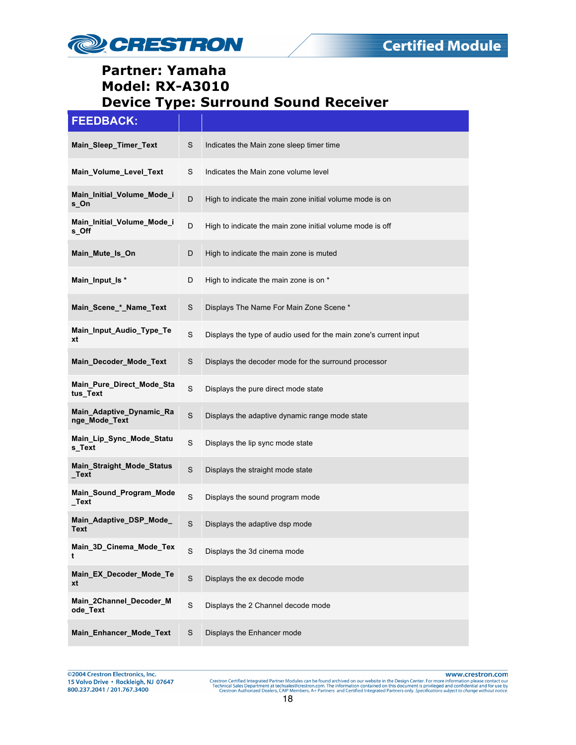# Partner: Yamaha
# Model: RX-A3010
# Device Type: Surround Sound Receiver

| FEEDBACK: | | |
|---|---|---|
| **Main_Sleep_Timer_Text** | S | Indicates the Main zone sleep timer time |
| **Main_Volume_Level_Text** | S | Indicates the Main zone volume level |
| **Main_Initial_Volume_Mode_is_On** | D | High to indicate the main zone initial volume mode is on |
| **Main_Initial_Volume_Mode_is_Off** | D | High to indicate the main zone initial volume mode is off |
| **Main_Mute_Is_On** | D | High to indicate the main zone is muted |
| **Main_Input_Is *** | D | High to indicate the main zone is on * |
| **Main_Scene_*_Name_Text** | S | Displays The Name For Main Zone Scene * |
| **Main_Input_Audio_Type_Text** | S | Displays the type of audio used for the main zone's current input |
| **Main_Decoder_Mode_Text** | S | Displays the decoder mode for the surround processor |
| **Main_Pure_Direct_Mode_Status_Text** | S | Displays the pure direct mode state |
| **Main_Adaptive_Dynamic_Range_Mode_Text** | S | Displays the adaptive dynamic range mode state |
| **Main_Lip_Sync_Mode_Status_Text** | S | Displays the lip sync mode state |
| **Main_Straight_Mode_Status_Text** | S | Displays the straight mode state |
| **Main_Sound_Program_Mode_Text** | S | Displays the sound program mode |
| **Main_Adaptive_DSP_Mode_Text** | S | Displays the adaptive dsp mode |
| **Main_3D_Cinema_Mode_Text** | S | Displays the 3d cinema mode |
| **Main_EX_Decoder_Mode_Text** | S | Displays the ex decode mode |
| **Main_2Channel_Decoder_Mode_Text** | S | Displays the 2 Channel decode mode |
| **Main_Enhancer_Mode_Text** | S | Displays the Enhancer mode |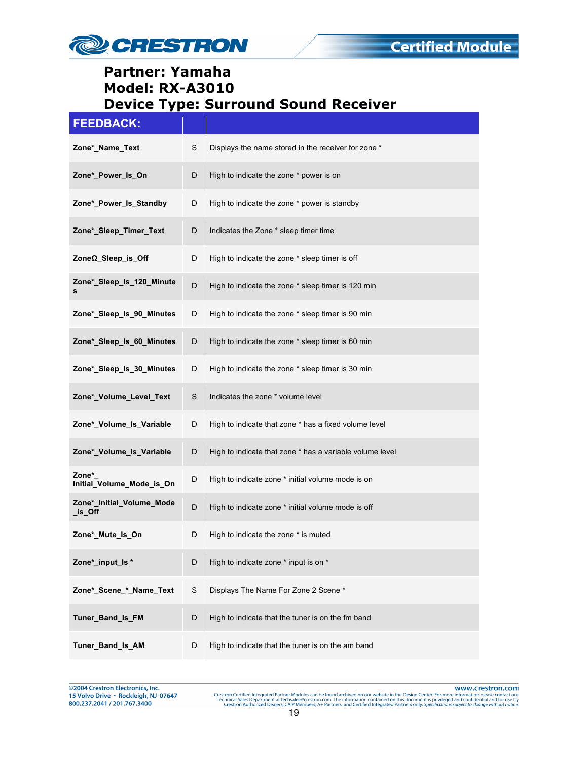# Partner: Yamaha
# Model: RX-A3010
# Device Type: Surround Sound Receiver

| FEEDBACK: | | |
|---|---|---|
| Zone*_Name_Text | S | Displays the name stored in the receiver for zone * |
| Zone*_Power_Is_On | D | High to indicate the zone * power is on |
| Zone*_Power_Is_Standby | D | High to indicate the zone * power is standby |
| Zone*_Sleep_Timer_Text | D | Indicates the Zone * sleep timer time |
| ZoneΩ_Sleep_is_Off | D | High to indicate the zone * sleep timer is off |
| Zone*_Sleep_Is_120_Minutes | D | High to indicate the zone * sleep timer is 120 min |
| Zone*_Sleep_Is_90_Minutes | D | High to indicate the zone * sleep timer is 90 min |
| Zone*_Sleep_Is_60_Minutes | D | High to indicate the zone * sleep timer is 60 min |
| Zone*_Sleep_Is_30_Minutes | D | High to indicate the zone * sleep timer is 30 min |
| Zone*_Volume_Level_Text | S | Indicates the zone * volume level |
| Zone*_Volume_Is_Variable | D | High to indicate that zone * has a fixed volume level |
| Zone*_Volume_Is_Variable | D | High to indicate that zone * has a variable volume level |
| Zone*_ Initial_Volume_Mode_is_On | D | High to indicate zone * initial volume mode is on |
| Zone*_Initial_Volume_Mode_is_Off | D | High to indicate zone * initial volume mode is off |
| Zone*_Mute_Is_On | D | High to indicate the zone * is muted |
| Zone*_input_Is * | D | High to indicate zone * input is on * |
| Zone*_Scene_*_Name_Text | S | Displays The Name For Zone 2 Scene * |
| Tuner_Band_Is_FM | D | High to indicate that the tuner is on the fm band |
| Tuner_Band_Is_AM | D | High to indicate that the tuner is on the am band |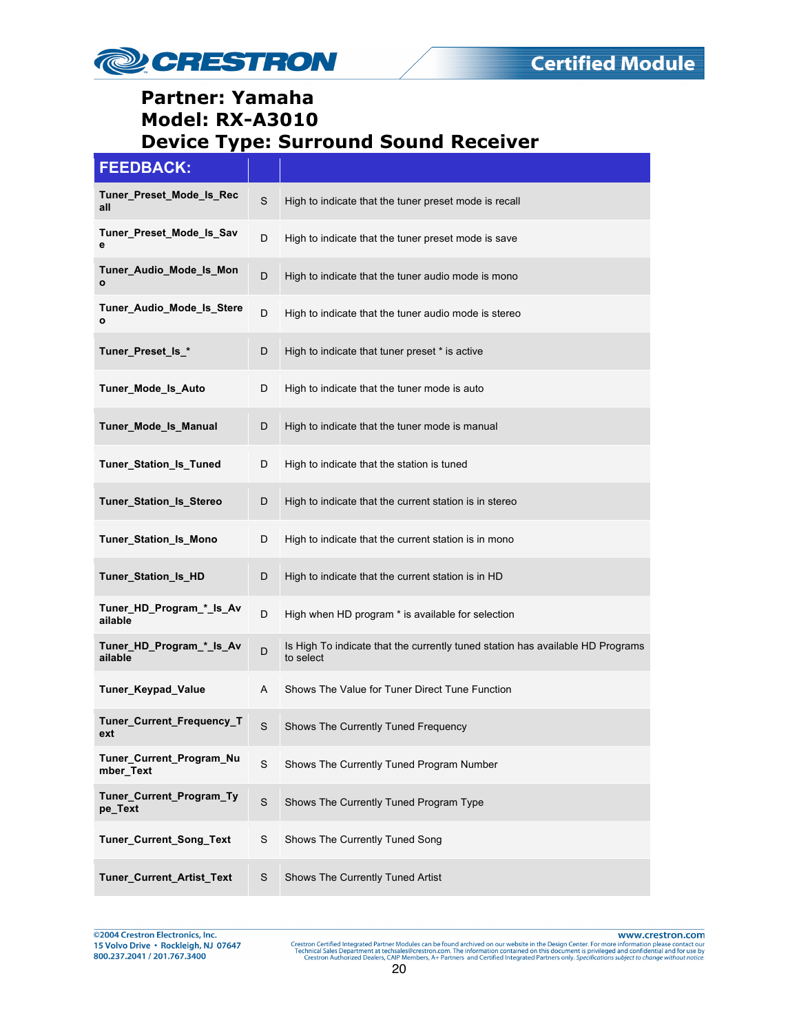**Partner: Yamaha**
**Model: RX-A3010**
**Device Type: Surround Sound Receiver**

| FEEDBACK: | | |
|---|---|---|
| **Tuner_Preset_Mode_Is_Recall** | S | High to indicate that the tuner preset mode is recall |
| **Tuner_Preset_Mode_Is_Save** | D | High to indicate that the tuner preset mode is save |
| **Tuner_Audio_Mode_Is_Mono** | D | High to indicate that the tuner audio mode is mono |
| **Tuner_Audio_Mode_Is_Stereo** | D | High to indicate that the tuner audio mode is stereo |
| **Tuner_Preset_Is_*** | D | High to indicate that tuner preset * is active |
| **Tuner_Mode_Is_Auto** | D | High to indicate that the tuner mode is auto |
| **Tuner_Mode_Is_Manual** | D | High to indicate that the tuner mode is manual |
| **Tuner_Station_Is_Tuned** | D | High to indicate that the station is tuned |
| **Tuner_Station_Is_Stereo** | D | High to indicate that the current station is in stereo |
| **Tuner_Station_Is_Mono** | D | High to indicate that the current station is in mono |
| **Tuner_Station_Is_HD** | D | High to indicate that the current station is in HD |
| **Tuner_HD_Program_*_Is_Available** | D | High when HD program * is available for selection |
| **Tuner_HD_Program_*_Is_Available** | D | Is High To indicate that the currently tuned station has available HD Programs to select |
| **Tuner_Keypad_Value** | A | Shows The Value for Tuner Direct Tune Function |
| **Tuner_Current_Frequency_Text** | S | Shows The Currently Tuned Frequency |
| **Tuner_Current_Program_Number_Text** | S | Shows The Currently Tuned Program Number |
| **Tuner_Current_Program_Type_Text** | S | Shows The Currently Tuned Program Type |
| **Tuner_Current_Song_Text** | S | Shows The Currently Tuned Song |
| **Tuner_Current_Artist_Text** | S | Shows The Currently Tuned Artist |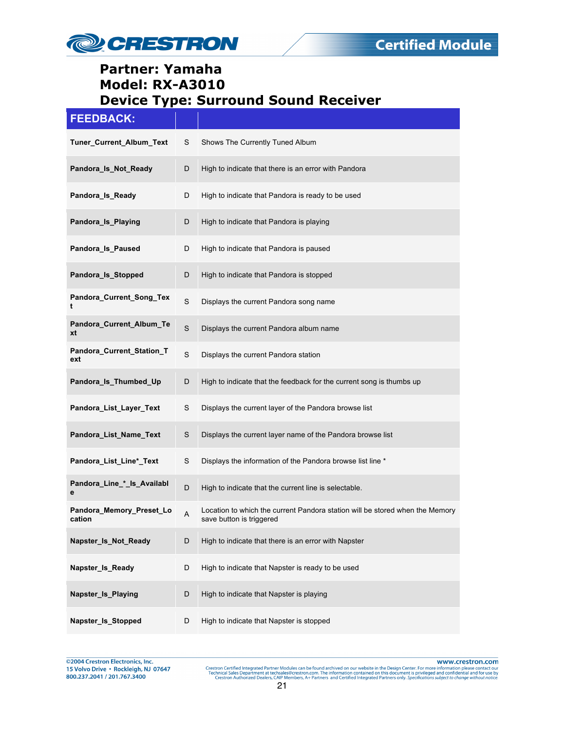# Partner: Yamaha
# Model: RX-A3010
# Device Type: Surround Sound Receiver

| FEEDBACK: | | |
|---|---|---|
| **Tuner_Current_Album_Text** | S | Shows The Currently Tuned Album |
| **Pandora_Is_Not_Ready** | D | High to indicate that there is an error with Pandora |
| **Pandora_Is_Ready** | D | High to indicate that Pandora is ready to be used |
| **Pandora_Is_Playing** | D | High to indicate that Pandora is playing |
| **Pandora_Is_Paused** | D | High to indicate that Pandora is paused |
| **Pandora_Is_Stopped** | D | High to indicate that Pandora is stopped |
| **Pandora_Current_Song_Text** | S | Displays the current Pandora song name |
| **Pandora_Current_Album_Text** | S | Displays the current Pandora album name |
| **Pandora_Current_Station_Text** | S | Displays the current Pandora station |
| **Pandora_Is_Thumbed_Up** | D | High to indicate that the feedback for the current song is thumbs up |
| **Pandora_List_Layer_Text** | S | Displays the current layer of the Pandora browse list |
| **Pandora_List_Name_Text** | S | Displays the current layer name of the Pandora browse list |
| **Pandora_List_Line*_Text** | S | Displays the information of the Pandora browse list line * |
| **Pandora_Line_*_Is_Available** | D | High to indicate that the current line is selectable. |
| **Pandora_Memory_Preset_Location** | A | Location to which the current Pandora station will be stored when the Memory save button is triggered |
| **Napster_Is_Not_Ready** | D | High to indicate that there is an error with Napster |
| **Napster_Is_Ready** | D | High to indicate that Napster is ready to be used |
| **Napster_Is_Playing** | D | High to indicate that Napster is playing |
| **Napster_Is_Stopped** | D | High to indicate that Napster is stopped |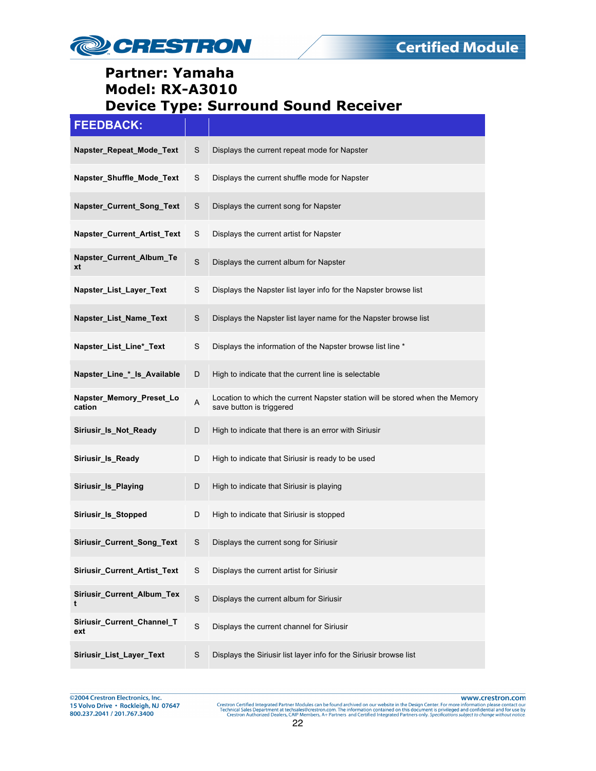**Partner: Yamaha**
**Model: RX-A3010**
**Device Type: Surround Sound Receiver**

| FEEDBACK: | | |
|---|---|---|
| **Napster_Repeat_Mode_Text** | S | Displays the current repeat mode for Napster |
| **Napster_Shuffle_Mode_Text** | S | Displays the current shuffle mode for Napster |
| **Napster_Current_Song_Text** | S | Displays the current song for Napster |
| **Napster_Current_Artist_Text** | S | Displays the current artist for Napster |
| **Napster_Current_Album_Text** | S | Displays the current album for Napster |
| **Napster_List_Layer_Text** | S | Displays the Napster list layer info for the Napster browse list |
| **Napster_List_Name_Text** | S | Displays the Napster list layer name for the Napster browse list |
| **Napster_List_Line*_Text** | S | Displays the information of the Napster browse list line * |
| **Napster_Line_*_Is_Available** | D | High to indicate that the current line is selectable |
| **Napster_Memory_Preset_Location** | A | Location to which the current Napster station will be stored when the Memory save button is triggered |
| **Siriusir_Is_Not_Ready** | D | High to indicate that there is an error with Siriusir |
| **Siriusir_Is_Ready** | D | High to indicate that Siriusir is ready to be used |
| **Siriusir_Is_Playing** | D | High to indicate that Siriusir is playing |
| **Siriusir_Is_Stopped** | D | High to indicate that Siriusir is stopped |
| **Siriusir_Current_Song_Text** | S | Displays the current song for Siriusir |
| **Siriusir_Current_Artist_Text** | S | Displays the current artist for Siriusir |
| **Siriusir_Current_Album_Text** | S | Displays the current album for Siriusir |
| **Siriusir_Current_Channel_Text** | S | Displays the current channel for Siriusir |
| **Siriusir_List_Layer_Text** | S | Displays the Siriusir list layer info for the Siriusir browse list |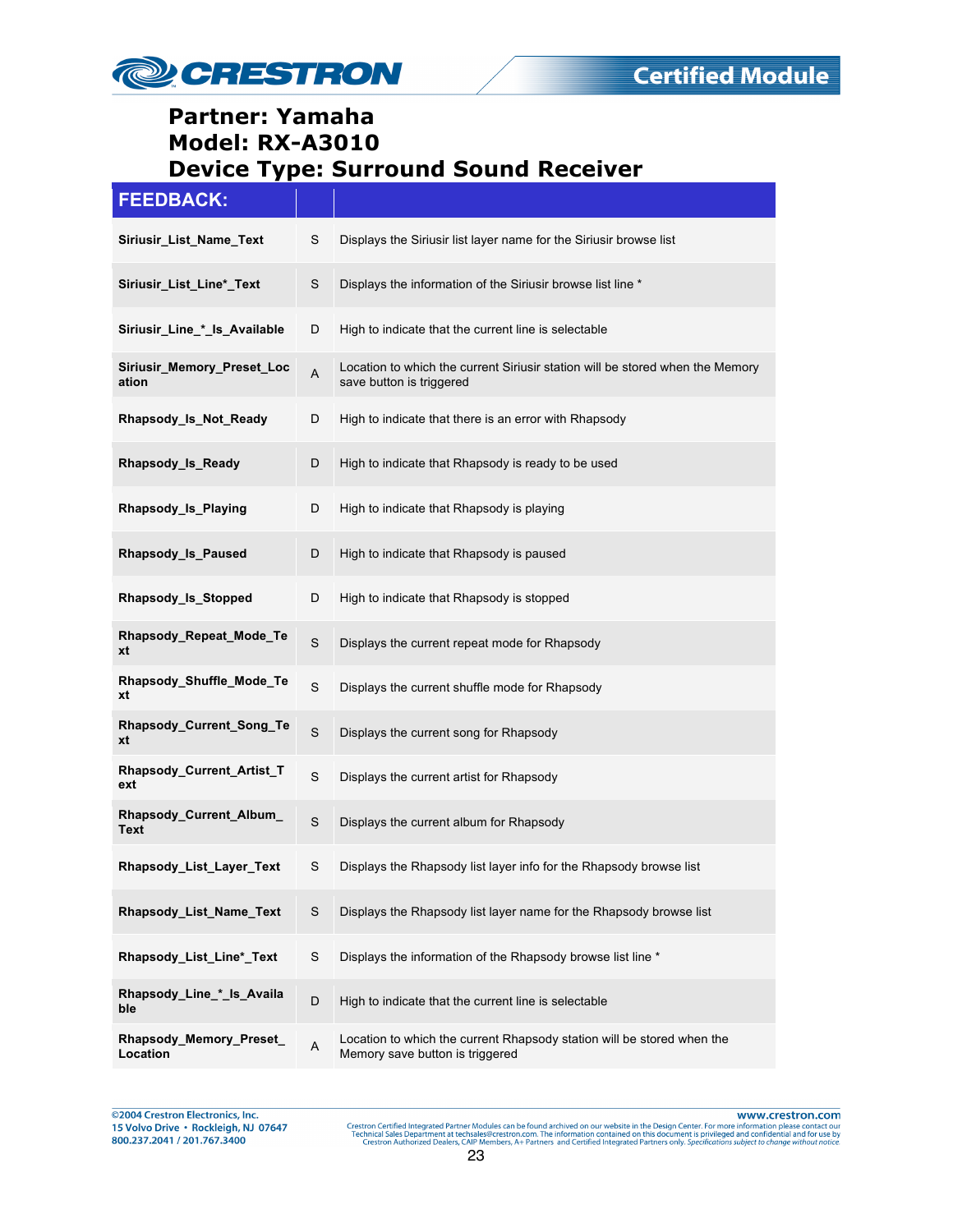**Partner: Yamaha**
**Model: RX-A3010**
**Device Type: Surround Sound Receiver**

| FEEDBACK: | | |
|---|---|---|
| **Siriusir_List_Name_Text** | S | Displays the Siriusir list layer name for the Siriusir browse list |
| **Siriusir_List_Line*_Text** | S | Displays the information of the Siriusir browse list line * |
| **Siriusir_Line_*_Is_Available** | D | High to indicate that the current line is selectable |
| **Siriusir_Memory_Preset_Location** | A | Location to which the current Siriusir station will be stored when the Memory save button is triggered |
| **Rhapsody_Is_Not_Ready** | D | High to indicate that there is an error with Rhapsody |
| **Rhapsody_Is_Ready** | D | High to indicate that Rhapsody is ready to be used |
| **Rhapsody_Is_Playing** | D | High to indicate that Rhapsody is playing |
| **Rhapsody_Is_Paused** | D | High to indicate that Rhapsody is paused |
| **Rhapsody_Is_Stopped** | D | High to indicate that Rhapsody is stopped |
| **Rhapsody_Repeat_Mode_Text** | S | Displays the current repeat mode for Rhapsody |
| **Rhapsody_Shuffle_Mode_Text** | S | Displays the current shuffle mode for Rhapsody |
| **Rhapsody_Current_Song_Text** | S | Displays the current song for Rhapsody |
| **Rhapsody_Current_Artist_Text** | S | Displays the current artist for Rhapsody |
| **Rhapsody_Current_Album_Text** | S | Displays the current album for Rhapsody |
| **Rhapsody_List_Layer_Text** | S | Displays the Rhapsody list layer info for the Rhapsody browse list |
| **Rhapsody_List_Name_Text** | S | Displays the Rhapsody list layer name for the Rhapsody browse list |
| **Rhapsody_List_Line*_Text** | S | Displays the information of the Rhapsody browse list line * |
| **Rhapsody_Line_*_Is_Available** | D | High to indicate that the current line is selectable |
| **Rhapsody_Memory_Preset_Location** | A | Location to which the current Rhapsody station will be stored when the Memory save button is triggered |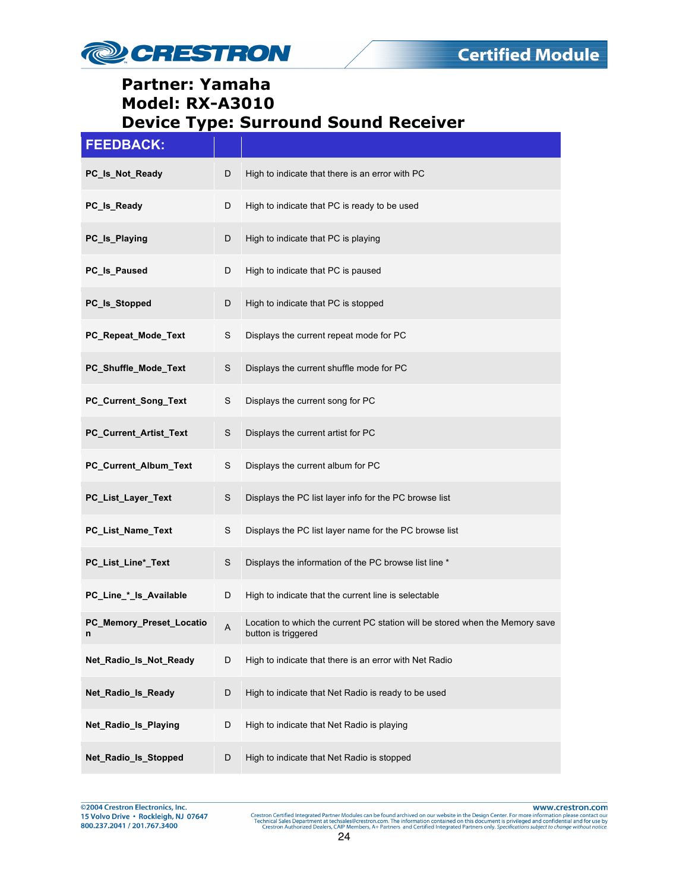**Partner: Yamaha**
**Model: RX-A3010**
**Device Type: Surround Sound Receiver**

| FEEDBACK: | | |
|---|---|---|
| **PC_Is_Not_Ready** | D | High to indicate that there is an error with PC |
| **PC_Is_Ready** | D | High to indicate that PC is ready to be used |
| **PC_Is_Playing** | D | High to indicate that PC is playing |
| **PC_Is_Paused** | D | High to indicate that PC is paused |
| **PC_Is_Stopped** | D | High to indicate that PC is stopped |
| **PC_Repeat_Mode_Text** | S | Displays the current repeat mode for PC |
| **PC_Shuffle_Mode_Text** | S | Displays the current shuffle mode for PC |
| **PC_Current_Song_Text** | S | Displays the current song for PC |
| **PC_Current_Artist_Text** | S | Displays the current artist for PC |
| **PC_Current_Album_Text** | S | Displays the current album for PC |
| **PC_List_Layer_Text** | S | Displays the PC list layer info for the PC browse list |
| **PC_List_Name_Text** | S | Displays the PC list layer name for the PC browse list |
| **PC_List_Line*_Text** | S | Displays the information of the PC browse list line * |
| **PC_Line_*_Is_Available** | D | High to indicate that the current line is selectable |
| **PC_Memory_Preset_Location** | A | Location to which the current PC station will be stored when the Memory save button is triggered |
| **Net_Radio_Is_Not_Ready** | D | High to indicate that there is an error with Net Radio |
| **Net_Radio_Is_Ready** | D | High to indicate that Net Radio is ready to be used |
| **Net_Radio_Is_Playing** | D | High to indicate that Net Radio is playing |
| **Net_Radio_Is_Stopped** | D | High to indicate that Net Radio is stopped |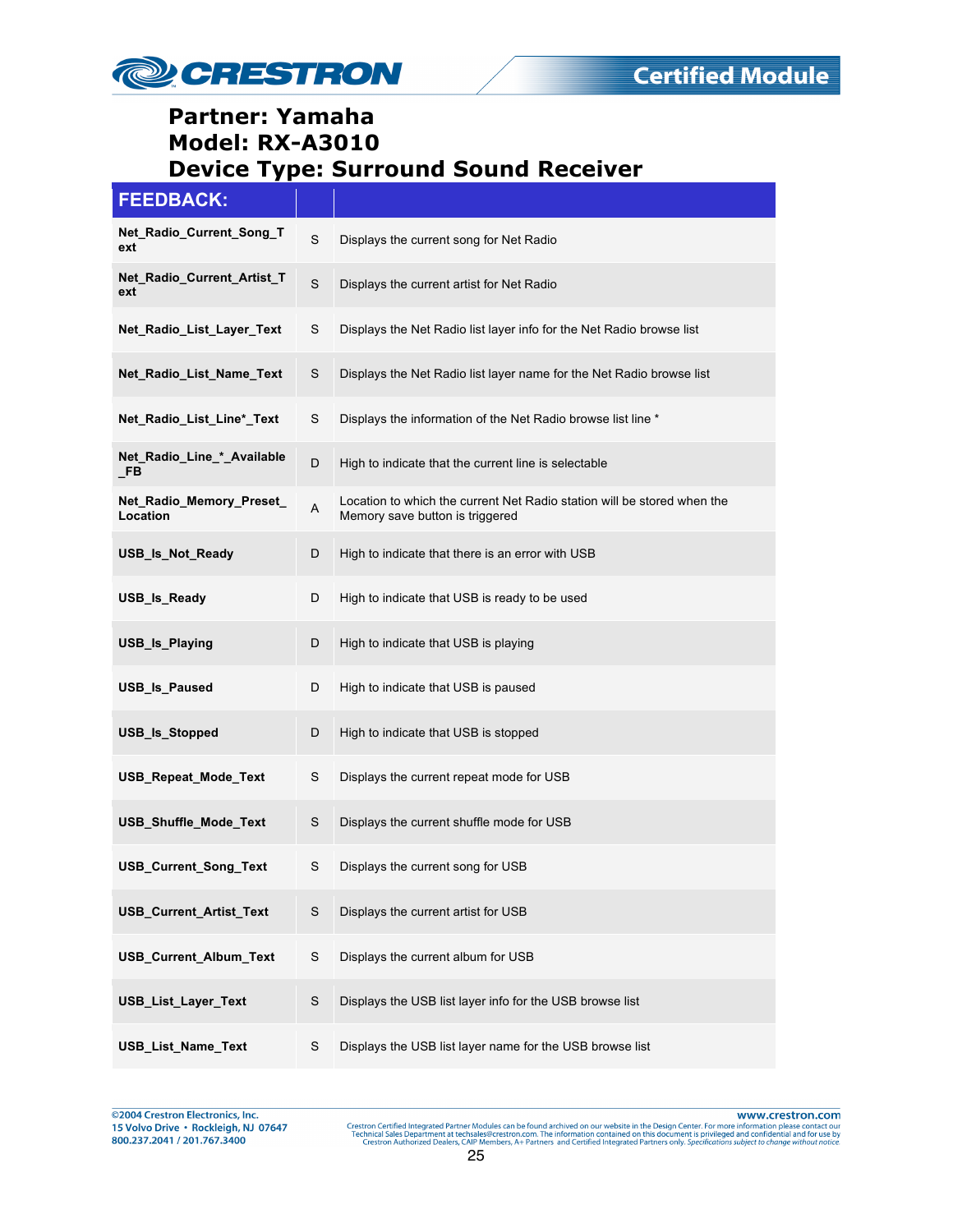**Partner: Yamaha**
**Model: RX-A3010**
**Device Type: Surround Sound Receiver**

| FEEDBACK: | | |
|---|---|---|
| **Net_Radio_Current_Song_Text** | S | Displays the current song for Net Radio |
| **Net_Radio_Current_Artist_Text** | S | Displays the current artist for Net Radio |
| **Net_Radio_List_Layer_Text** | S | Displays the Net Radio list layer info for the Net Radio browse list |
| **Net_Radio_List_Name_Text** | S | Displays the Net Radio list layer name for the Net Radio browse list |
| **Net_Radio_List_Line*_Text** | S | Displays the information of the Net Radio browse list line * |
| **Net_Radio_Line_*_Available_FB** | D | High to indicate that the current line is selectable |
| **Net_Radio_Memory_Preset_Location** | A | Location to which the current Net Radio station will be stored when the Memory save button is triggered |
| **USB_Is_Not_Ready** | D | High to indicate that there is an error with USB |
| **USB_Is_Ready** | D | High to indicate that USB is ready to be used |
| **USB_Is_Playing** | D | High to indicate that USB is playing |
| **USB_Is_Paused** | D | High to indicate that USB is paused |
| **USB_Is_Stopped** | D | High to indicate that USB is stopped |
| **USB_Repeat_Mode_Text** | S | Displays the current repeat mode for USB |
| **USB_Shuffle_Mode_Text** | S | Displays the current shuffle mode for USB |
| **USB_Current_Song_Text** | S | Displays the current song for USB |
| **USB_Current_Artist_Text** | S | Displays the current artist for USB |
| **USB_Current_Album_Text** | S | Displays the current album for USB |
| **USB_List_Layer_Text** | S | Displays the USB list layer info for the USB browse list |
| **USB_List_Name_Text** | S | Displays the USB list layer name for the USB browse list |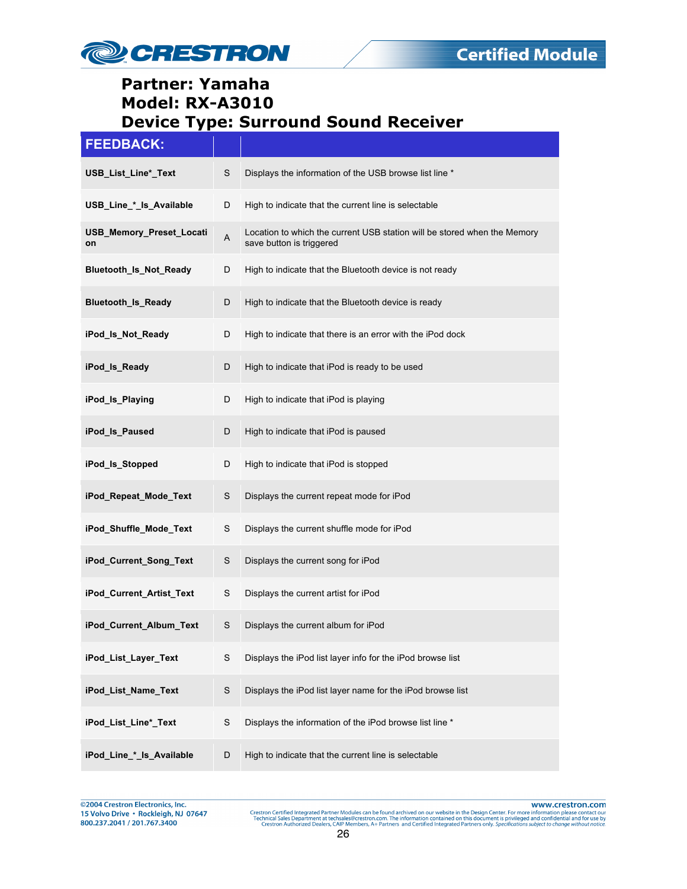# Partner: Yamaha
# Model: RX-A3010
# Device Type: Surround Sound Receiver

| FEEDBACK: | | |
|---|---|---|
| **USB_List_Line*_Text** | S | Displays the information of the USB browse list line * |
| **USB_Line_*_Is_Available** | D | High to indicate that the current line is selectable |
| **USB_Memory_Preset_Location** | A | Location to which the current USB station will be stored when the Memory save button is triggered |
| **Bluetooth_Is_Not_Ready** | D | High to indicate that the Bluetooth device is not ready |
| **Bluetooth_Is_Ready** | D | High to indicate that the Bluetooth device is ready |
| **iPod_Is_Not_Ready** | D | High to indicate that there is an error with the iPod dock |
| **iPod_Is_Ready** | D | High to indicate that iPod is ready to be used |
| **iPod_Is_Playing** | D | High to indicate that iPod is playing |
| **iPod_Is_Paused** | D | High to indicate that iPod is paused |
| **iPod_Is_Stopped** | D | High to indicate that iPod is stopped |
| **iPod_Repeat_Mode_Text** | S | Displays the current repeat mode for iPod |
| **iPod_Shuffle_Mode_Text** | S | Displays the current shuffle mode for iPod |
| **iPod_Current_Song_Text** | S | Displays the current song for iPod |
| **iPod_Current_Artist_Text** | S | Displays the current artist for iPod |
| **iPod_Current_Album_Text** | S | Displays the current album for iPod |
| **iPod_List_Layer_Text** | S | Displays the iPod list layer info for the iPod browse list |
| **iPod_List_Name_Text** | S | Displays the iPod list layer name for the iPod browse list |
| **iPod_List_Line*_Text** | S | Displays the information of the iPod browse list line * |
| **iPod_Line_*_Is_Available** | D | High to indicate that the current line is selectable |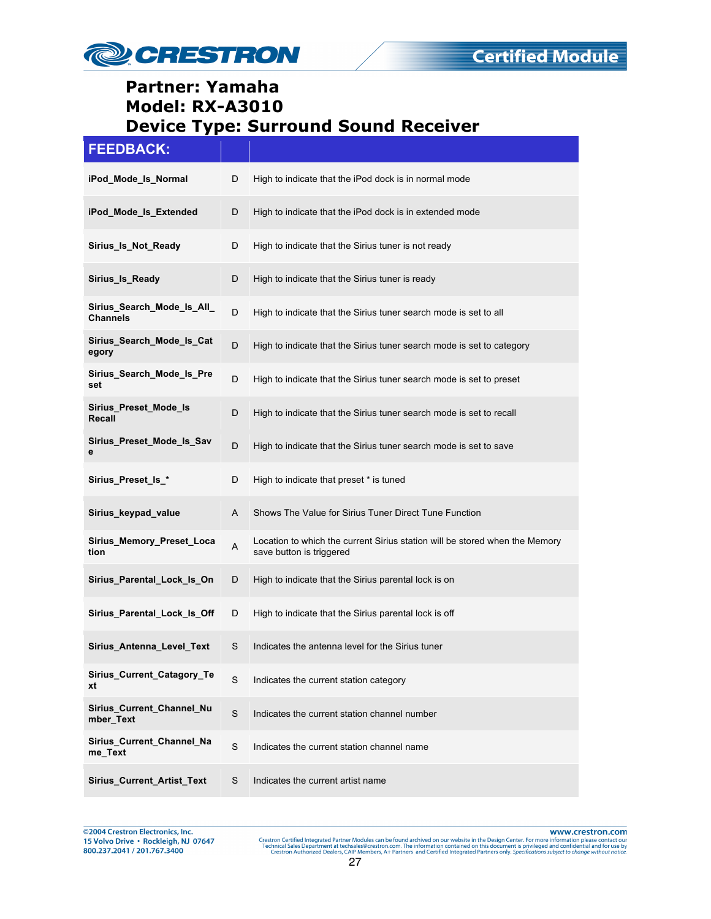# Partner: Yamaha
# Model: RX-A3010
# Device Type: Surround Sound Receiver

| FEEDBACK: | | |
|---|---|---|
| **iPod_Mode_Is_Normal** | D | High to indicate that the iPod dock is in normal mode |
| **iPod_Mode_Is_Extended** | D | High to indicate that the iPod dock is in extended mode |
| **Sirius_Is_Not_Ready** | D | High to indicate that the Sirius tuner is not ready |
| **Sirius_Is_Ready** | D | High to indicate that the Sirius tuner is ready |
| **Sirius_Search_Mode_Is_All_Channels** | D | High to indicate that the Sirius tuner search mode is set to all |
| **Sirius_Search_Mode_Is_Category** | D | High to indicate that the Sirius tuner search mode is set to category |
| **Sirius_Search_Mode_Is_Preset** | D | High to indicate that the Sirius tuner search mode is set to preset |
| **Sirius_Preset_Mode_Is Recall** | D | High to indicate that the Sirius tuner search mode is set to recall |
| **Sirius_Preset_Mode_Is_Save** | D | High to indicate that the Sirius tuner search mode is set to save |
| **Sirius_Preset_Is_*** | D | High to indicate that preset * is tuned |
| **Sirius_keypad_value** | A | Shows The Value for Sirius Tuner Direct Tune Function |
| **Sirius_Memory_Preset_Location** | A | Location to which the current Sirius station will be stored when the Memory save button is triggered |
| **Sirius_Parental_Lock_Is_On** | D | High to indicate that the Sirius parental lock is on |
| **Sirius_Parental_Lock_Is_Off** | D | High to indicate that the Sirius parental lock is off |
| **Sirius_Antenna_Level_Text** | S | Indicates the antenna level for the Sirius tuner |
| **Sirius_Current_Catagory_Text** | S | Indicates the current station category |
| **Sirius_Current_Channel_Number_Text** | S | Indicates the current station channel number |
| **Sirius_Current_Channel_Name_Text** | S | Indicates the current station channel name |
| **Sirius_Current_Artist_Text** | S | Indicates the current artist name |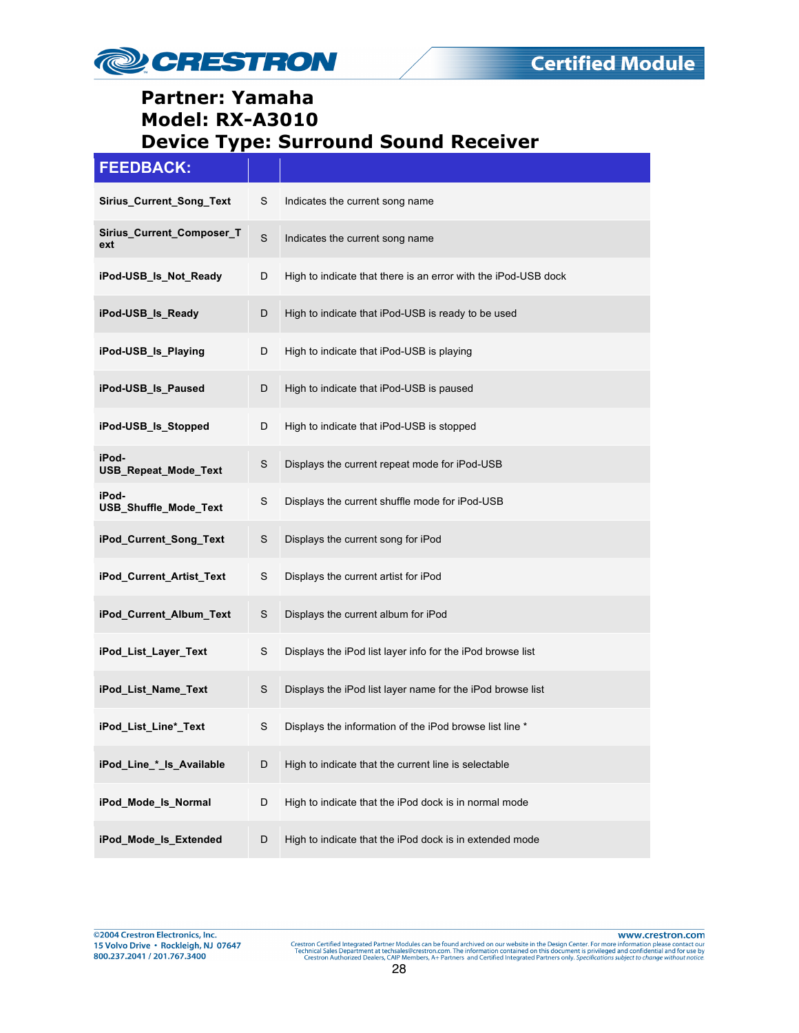**Partner: Yamaha**
**Model: RX-A3010**
**Device Type: Surround Sound Receiver**

| FEEDBACK: | | |
|---|---|---|
| **Sirius_Current_Song_Text** | S | Indicates the current song name |
| **Sirius_Current_Composer_Text** | S | Indicates the current song name |
| **iPod-USB_Is_Not_Ready** | D | High to indicate that there is an error with the iPod-USB dock |
| **iPod-USB_Is_Ready** | D | High to indicate that iPod-USB is ready to be used |
| **iPod-USB_Is_Playing** | D | High to indicate that iPod-USB is playing |
| **iPod-USB_Is_Paused** | D | High to indicate that iPod-USB is paused |
| **iPod-USB_Is_Stopped** | D | High to indicate that iPod-USB is stopped |
| **iPod-USB_Repeat_Mode_Text** | S | Displays the current repeat mode for iPod-USB |
| **iPod-USB_Shuffle_Mode_Text** | S | Displays the current shuffle mode for iPod-USB |
| **iPod_Current_Song_Text** | S | Displays the current song for iPod |
| **iPod_Current_Artist_Text** | S | Displays the current artist for iPod |
| **iPod_Current_Album_Text** | S | Displays the current album for iPod |
| **iPod_List_Layer_Text** | S | Displays the iPod list layer info for the iPod browse list |
| **iPod_List_Name_Text** | S | Displays the iPod list layer name for the iPod browse list |
| **iPod_List_Line*_Text** | S | Displays the information of the iPod browse list line * |
| **iPod_Line_*_Is_Available** | D | High to indicate that the current line is selectable |
| **iPod_Mode_Is_Normal** | D | High to indicate that the iPod dock is in normal mode |
| **iPod_Mode_Is_Extended** | D | High to indicate that the iPod dock is in extended mode |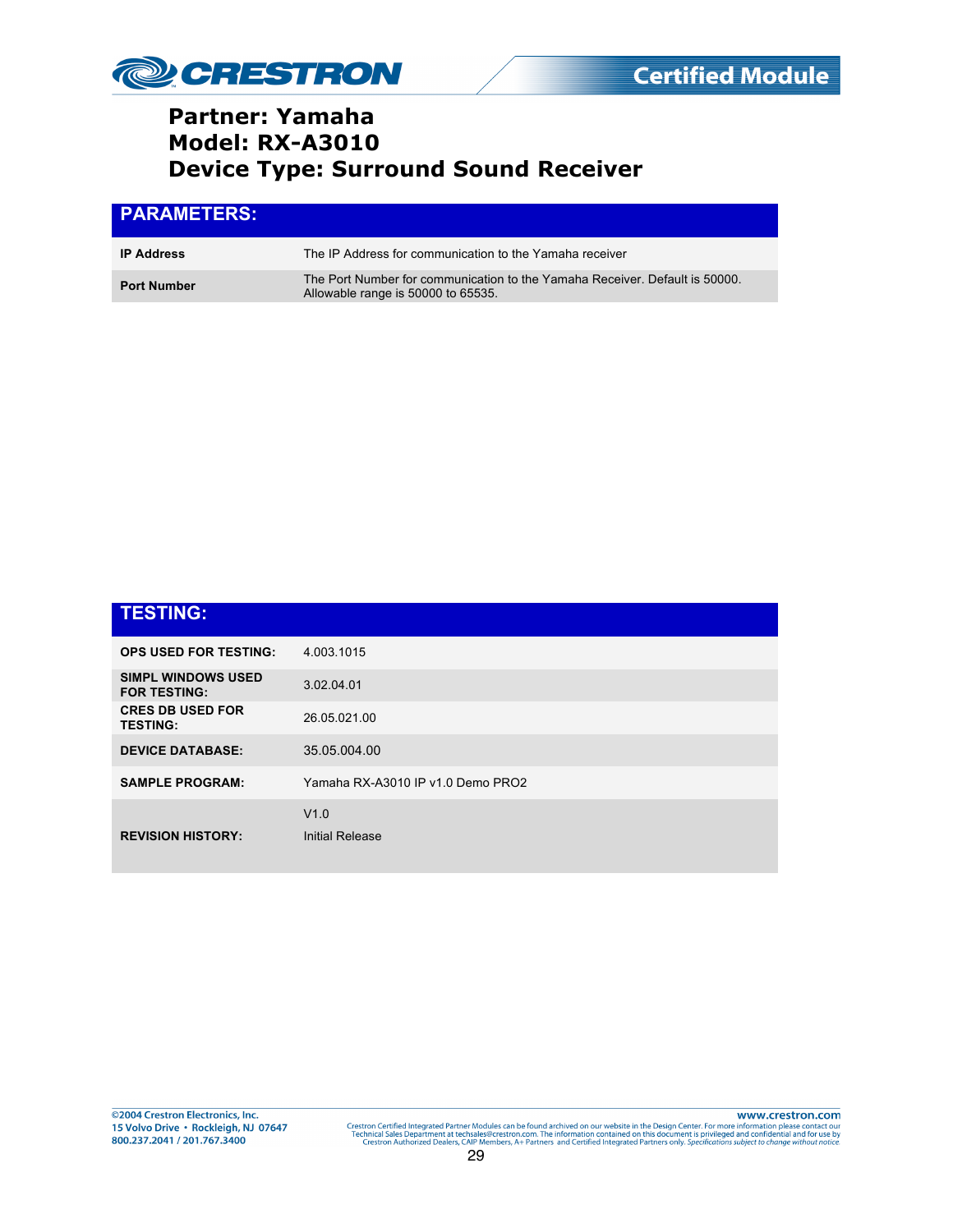## Partner: Yamaha
## Model: RX-A3010
## Device Type: Surround Sound Receiver

### PARAMETERS:

| | |
|---|---|
| **IP Address** | The IP Address for communication to the Yamaha receiver |
| **Port Number** | The Port Number for communication to the Yamaha Receiver. Default is 50000. Allowable range is 50000 to 65535. |

### TESTING:

| | |
|---|---|
| **OPS USED FOR TESTING:** | 4.003.1015 |
| **SIMPL WINDOWS USED FOR TESTING:** | 3.02.04.01 |
| **CRES DB USED FOR TESTING:** | 26.05.021.00 |
| **DEVICE DATABASE:** | 35.05.004.00 |
| **SAMPLE PROGRAM:** | Yamaha RX-A3010 IP v1.0 Demo PRO2 |
| **REVISION HISTORY:** | V1.0<br>Initial Release |